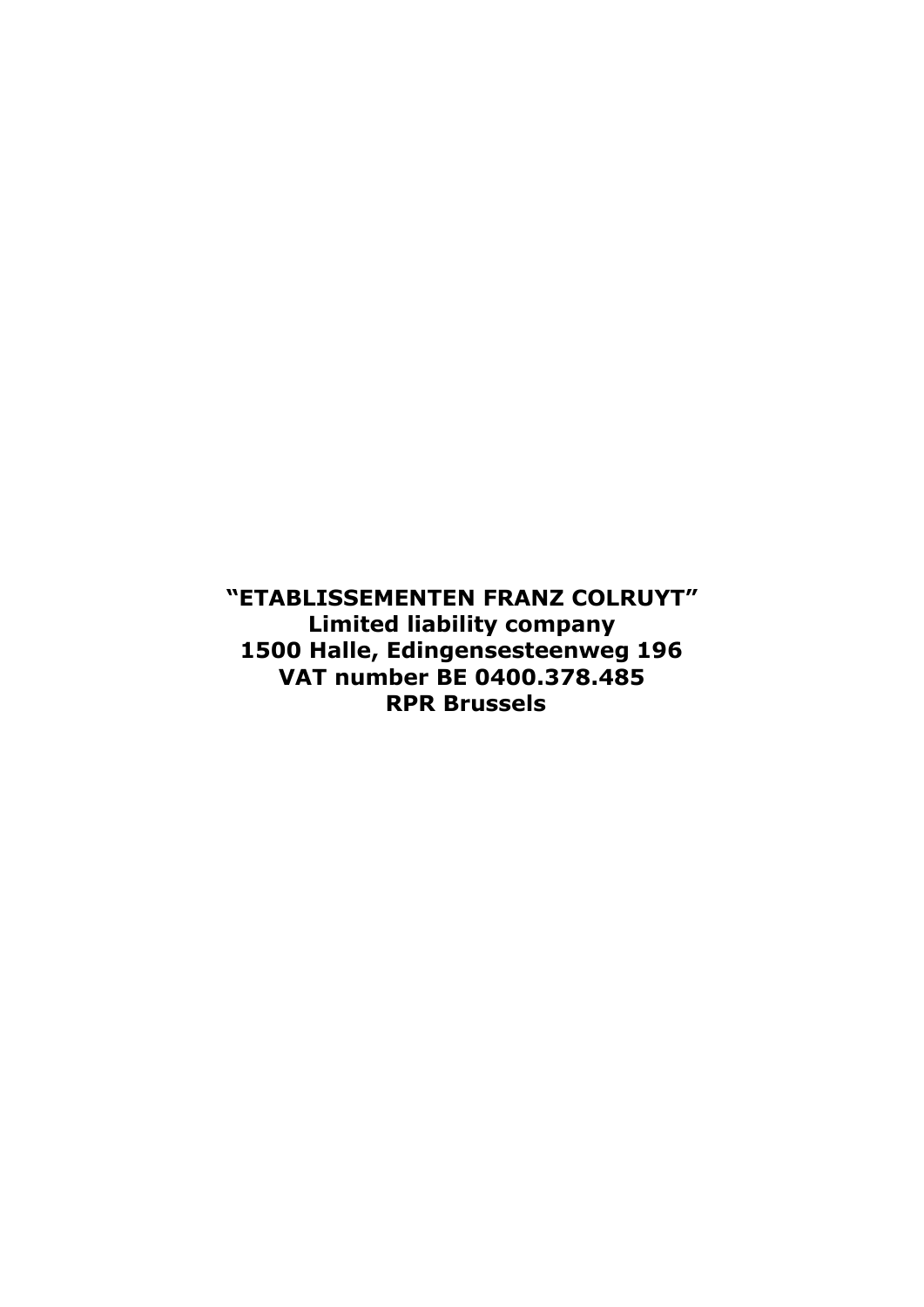**“ETABLISSEMENTEN FRANZ COLRUYT”**
**Limited liability company**
**1500 Halle, Edingensesteenweg 196**
**VAT number BE 0400.378.485**
**RPR Brussels**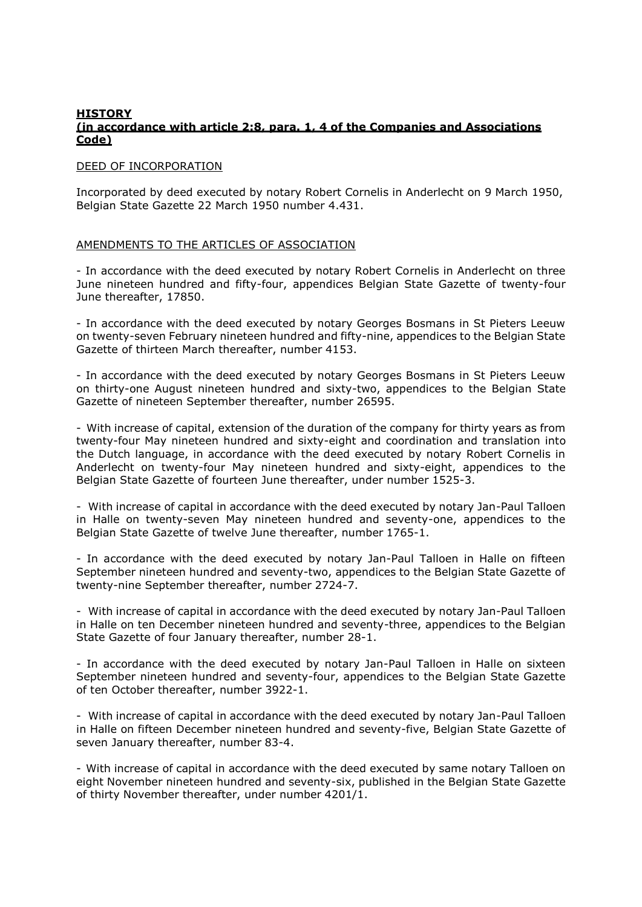**HISTORY**
**(in accordance with article 2:8, para. 1, 4 of the Companies and Associations Code)**

DEED OF INCORPORATION

Incorporated by deed executed by notary Robert Cornelis in Anderlecht on 9 March 1950, Belgian State Gazette 22 March 1950 number 4.431.

AMENDMENTS TO THE ARTICLES OF ASSOCIATION

- In accordance with the deed executed by notary Robert Cornelis in Anderlecht on three June nineteen hundred and fifty-four, appendices Belgian State Gazette of twenty-four June thereafter, 17850.

- In accordance with the deed executed by notary Georges Bosmans in St Pieters Leeuw on twenty-seven February nineteen hundred and fifty-nine, appendices to the Belgian State Gazette of thirteen March thereafter, number 4153.

- In accordance with the deed executed by notary Georges Bosmans in St Pieters Leeuw on thirty-one August nineteen hundred and sixty-two, appendices to the Belgian State Gazette of nineteen September thereafter, number 26595.

- With increase of capital, extension of the duration of the company for thirty years as from twenty-four May nineteen hundred and sixty-eight and coordination and translation into the Dutch language, in accordance with the deed executed by notary Robert Cornelis in Anderlecht on twenty-four May nineteen hundred and sixty-eight, appendices to the Belgian State Gazette of fourteen June thereafter, under number 1525-3.

- With increase of capital in accordance with the deed executed by notary Jan-Paul Talloen in Halle on twenty-seven May nineteen hundred and seventy-one, appendices to the Belgian State Gazette of twelve June thereafter, number 1765-1.

- In accordance with the deed executed by notary Jan-Paul Talloen in Halle on fifteen September nineteen hundred and seventy-two, appendices to the Belgian State Gazette of twenty-nine September thereafter, number 2724-7.

- With increase of capital in accordance with the deed executed by notary Jan-Paul Talloen in Halle on ten December nineteen hundred and seventy-three, appendices to the Belgian State Gazette of four January thereafter, number 28-1.

- In accordance with the deed executed by notary Jan-Paul Talloen in Halle on sixteen September nineteen hundred and seventy-four, appendices to the Belgian State Gazette of ten October thereafter, number 3922-1.

- With increase of capital in accordance with the deed executed by notary Jan-Paul Talloen in Halle on fifteen December nineteen hundred and seventy-five, Belgian State Gazette of seven January thereafter, number 83-4.

- With increase of capital in accordance with the deed executed by same notary Talloen on eight November nineteen hundred and seventy-six, published in the Belgian State Gazette of thirty November thereafter, under number 4201/1.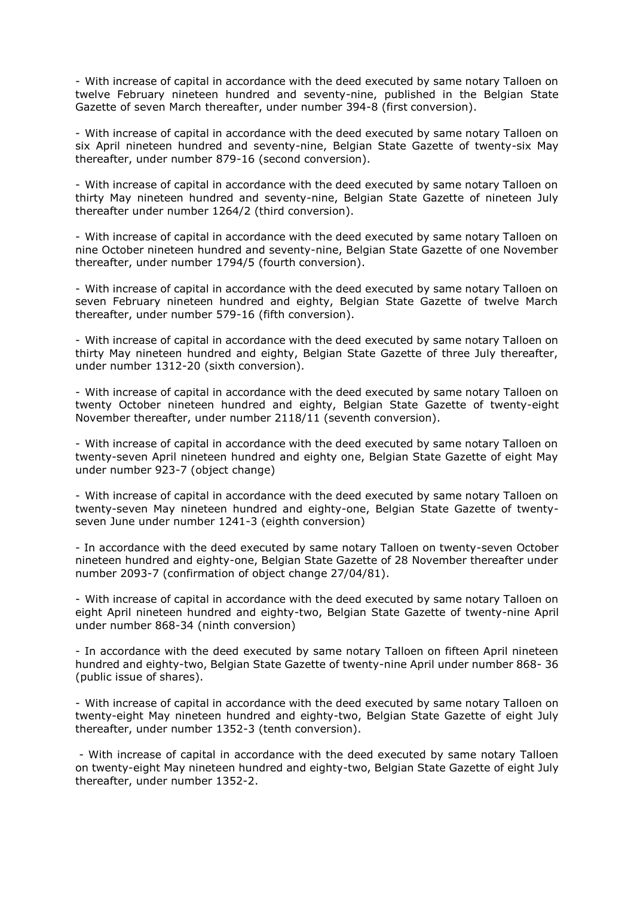- With increase of capital in accordance with the deed executed by same notary Talloen on twelve February nineteen hundred and seventy-nine, published in the Belgian State Gazette of seven March thereafter, under number 394-8 (first conversion).

- With increase of capital in accordance with the deed executed by same notary Talloen on six April nineteen hundred and seventy-nine, Belgian State Gazette of twenty-six May thereafter, under number 879-16 (second conversion).

- With increase of capital in accordance with the deed executed by same notary Talloen on thirty May nineteen hundred and seventy-nine, Belgian State Gazette of nineteen July thereafter under number 1264/2 (third conversion).

- With increase of capital in accordance with the deed executed by same notary Talloen on nine October nineteen hundred and seventy-nine, Belgian State Gazette of one November thereafter, under number 1794/5 (fourth conversion).

- With increase of capital in accordance with the deed executed by same notary Talloen on seven February nineteen hundred and eighty, Belgian State Gazette of twelve March thereafter, under number 579-16 (fifth conversion).

- With increase of capital in accordance with the deed executed by same notary Talloen on thirty May nineteen hundred and eighty, Belgian State Gazette of three July thereafter, under number 1312-20 (sixth conversion).

- With increase of capital in accordance with the deed executed by same notary Talloen on twenty October nineteen hundred and eighty, Belgian State Gazette of twenty-eight November thereafter, under number 2118/11 (seventh conversion).

- With increase of capital in accordance with the deed executed by same notary Talloen on twenty-seven April nineteen hundred and eighty one, Belgian State Gazette of eight May under number 923-7 (object change)

- With increase of capital in accordance with the deed executed by same notary Talloen on twenty-seven May nineteen hundred and eighty-one, Belgian State Gazette of twenty-seven June under number 1241-3 (eighth conversion)

- In accordance with the deed executed by same notary Talloen on twenty-seven October nineteen hundred and eighty-one, Belgian State Gazette of 28 November thereafter under number 2093-7 (confirmation of object change 27/04/81).

- With increase of capital in accordance with the deed executed by same notary Talloen on eight April nineteen hundred and eighty-two, Belgian State Gazette of twenty-nine April under number 868-34 (ninth conversion)

- In accordance with the deed executed by same notary Talloen on fifteen April nineteen hundred and eighty-two, Belgian State Gazette of twenty-nine April under number 868- 36 (public issue of shares).

- With increase of capital in accordance with the deed executed by same notary Talloen on twenty-eight May nineteen hundred and eighty-two, Belgian State Gazette of eight July thereafter, under number 1352-3 (tenth conversion).

- With increase of capital in accordance with the deed executed by same notary Talloen on twenty-eight May nineteen hundred and eighty-two, Belgian State Gazette of eight July thereafter, under number 1352-2.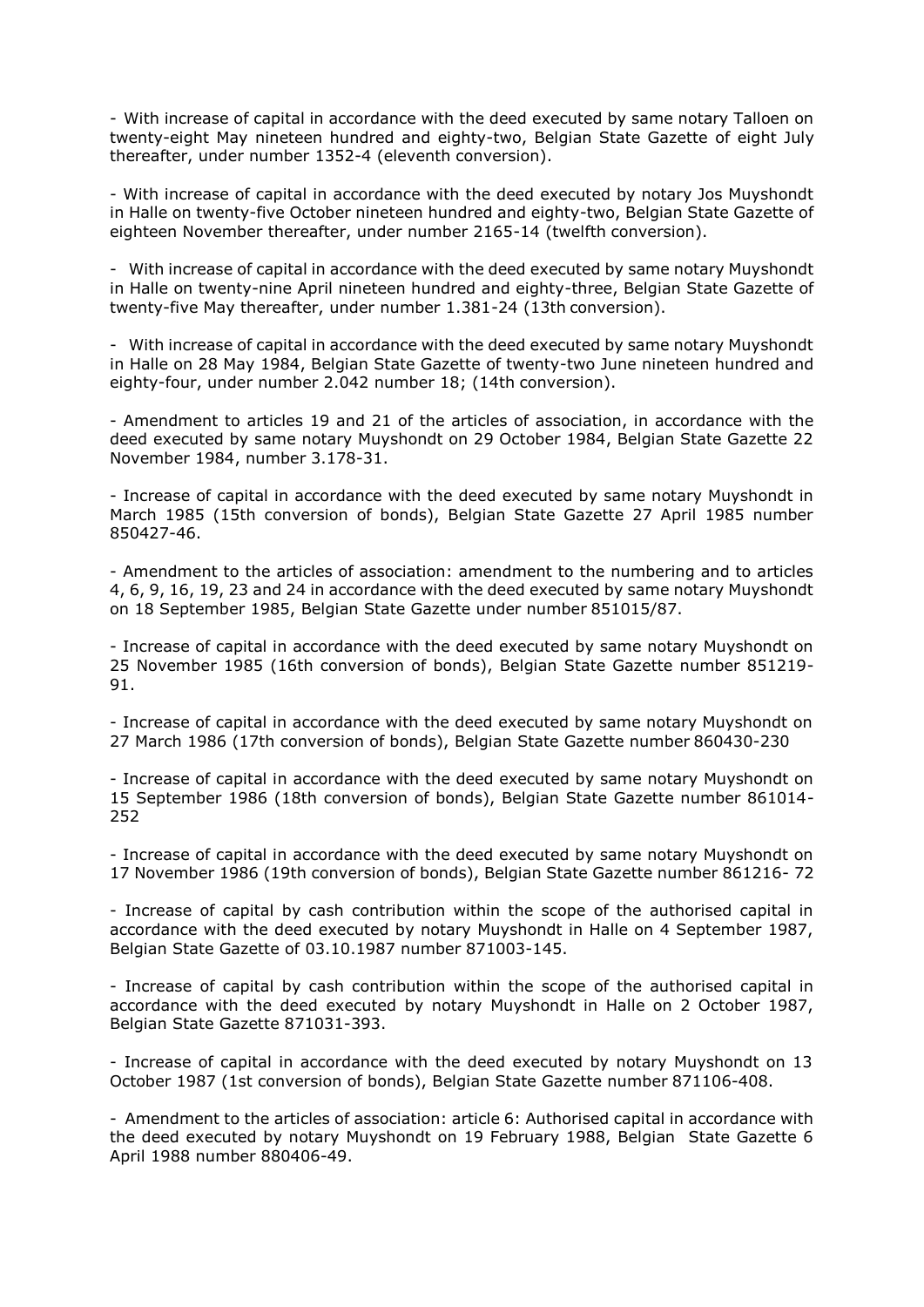- With increase of capital in accordance with the deed executed by same notary Talloen on twenty-eight May nineteen hundred and eighty-two, Belgian State Gazette of eight July thereafter, under number 1352-4 (eleventh conversion).

- With increase of capital in accordance with the deed executed by notary Jos Muyshondt in Halle on twenty-five October nineteen hundred and eighty-two, Belgian State Gazette of eighteen November thereafter, under number 2165-14 (twelfth conversion).

- With increase of capital in accordance with the deed executed by same notary Muyshondt in Halle on twenty-nine April nineteen hundred and eighty-three, Belgian State Gazette of twenty-five May thereafter, under number 1.381-24 (13th conversion).

- With increase of capital in accordance with the deed executed by same notary Muyshondt in Halle on 28 May 1984, Belgian State Gazette of twenty-two June nineteen hundred and eighty-four, under number 2.042 number 18; (14th conversion).

- Amendment to articles 19 and 21 of the articles of association, in accordance with the deed executed by same notary Muyshondt on 29 October 1984, Belgian State Gazette 22 November 1984, number 3.178-31.

- Increase of capital in accordance with the deed executed by same notary Muyshondt in March 1985 (15th conversion of bonds), Belgian State Gazette 27 April 1985 number 850427-46.

- Amendment to the articles of association: amendment to the numbering and to articles 4, 6, 9, 16, 19, 23 and 24 in accordance with the deed executed by same notary Muyshondt on 18 September 1985, Belgian State Gazette under number 851015/87.

- Increase of capital in accordance with the deed executed by same notary Muyshondt on 25 November 1985 (16th conversion of bonds), Belgian State Gazette number 851219-91.

- Increase of capital in accordance with the deed executed by same notary Muyshondt on 27 March 1986 (17th conversion of bonds), Belgian State Gazette number 860430-230

- Increase of capital in accordance with the deed executed by same notary Muyshondt on 15 September 1986 (18th conversion of bonds), Belgian State Gazette number 861014-252

- Increase of capital in accordance with the deed executed by same notary Muyshondt on 17 November 1986 (19th conversion of bonds), Belgian State Gazette number 861216- 72

- Increase of capital by cash contribution within the scope of the authorised capital in accordance with the deed executed by notary Muyshondt in Halle on 4 September 1987, Belgian State Gazette of 03.10.1987 number 871003-145.

- Increase of capital by cash contribution within the scope of the authorised capital in accordance with the deed executed by notary Muyshondt in Halle on 2 October 1987, Belgian State Gazette 871031-393.

- Increase of capital in accordance with the deed executed by notary Muyshondt on 13 October 1987 (1st conversion of bonds), Belgian State Gazette number 871106-408.

- Amendment to the articles of association: article 6: Authorised capital in accordance with the deed executed by notary Muyshondt on 19 February 1988, Belgian State Gazette 6 April 1988 number 880406-49.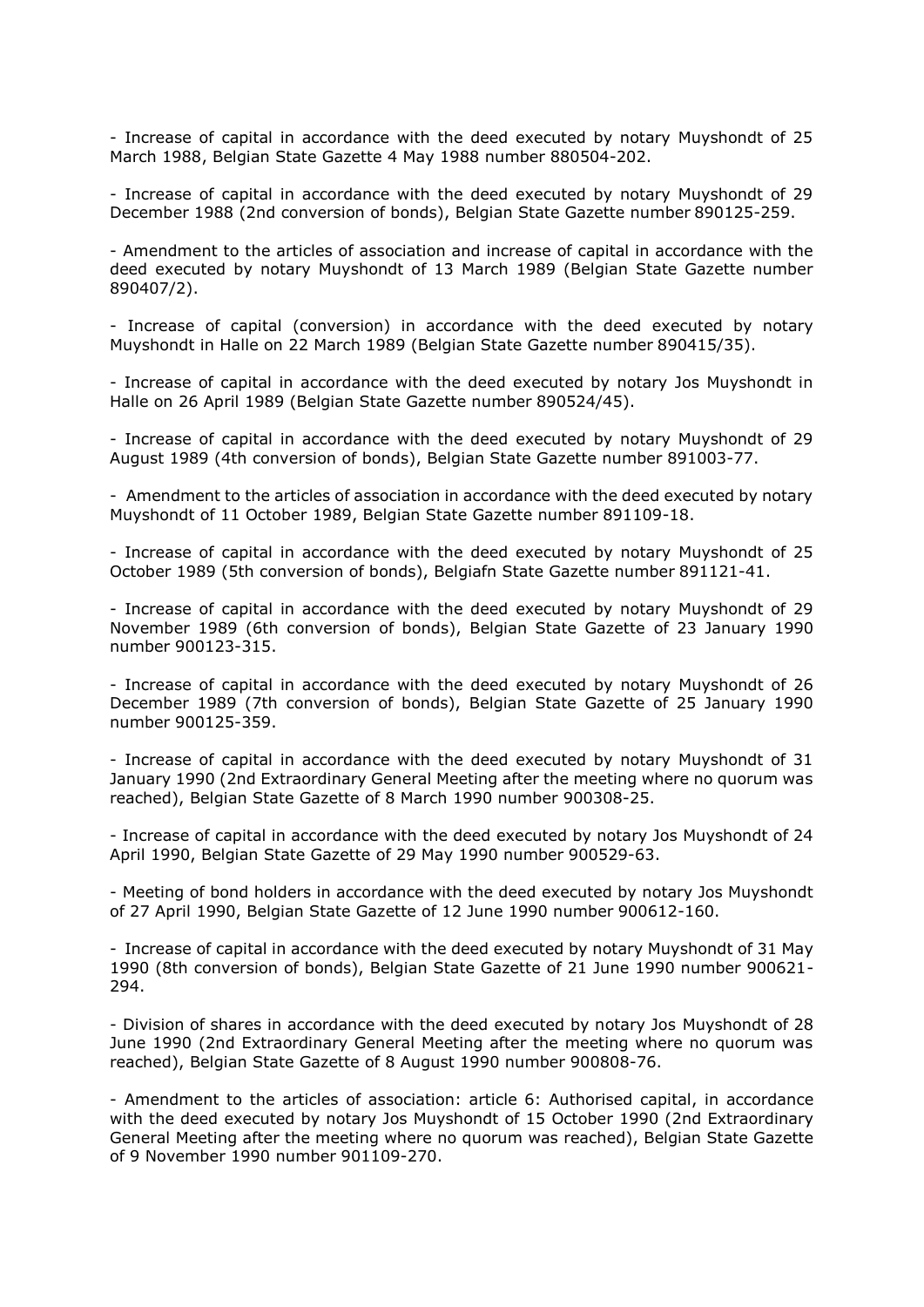- Increase of capital in accordance with the deed executed by notary Muyshondt of 25 March 1988, Belgian State Gazette 4 May 1988 number 880504-202.

- Increase of capital in accordance with the deed executed by notary Muyshondt of 29 December 1988 (2nd conversion of bonds), Belgian State Gazette number 890125-259.

- Amendment to the articles of association and increase of capital in accordance with the deed executed by notary Muyshondt of 13 March 1989 (Belgian State Gazette number 890407/2).

- Increase of capital (conversion) in accordance with the deed executed by notary Muyshondt in Halle on 22 March 1989 (Belgian State Gazette number 890415/35).

- Increase of capital in accordance with the deed executed by notary Jos Muyshondt in Halle on 26 April 1989 (Belgian State Gazette number 890524/45).

- Increase of capital in accordance with the deed executed by notary Muyshondt of 29 August 1989 (4th conversion of bonds), Belgian State Gazette number 891003-77.

- Amendment to the articles of association in accordance with the deed executed by notary Muyshondt of 11 October 1989, Belgian State Gazette number 891109-18.

- Increase of capital in accordance with the deed executed by notary Muyshondt of 25 October 1989 (5th conversion of bonds), Belgiafn State Gazette number 891121-41.

- Increase of capital in accordance with the deed executed by notary Muyshondt of 29 November 1989 (6th conversion of bonds), Belgian State Gazette of 23 January 1990 number 900123-315.

- Increase of capital in accordance with the deed executed by notary Muyshondt of 26 December 1989 (7th conversion of bonds), Belgian State Gazette of 25 January 1990 number 900125-359.

- Increase of capital in accordance with the deed executed by notary Muyshondt of 31 January 1990 (2nd Extraordinary General Meeting after the meeting where no quorum was reached), Belgian State Gazette of 8 March 1990 number 900308-25.

- Increase of capital in accordance with the deed executed by notary Jos Muyshondt of 24 April 1990, Belgian State Gazette of 29 May 1990 number 900529-63.

- Meeting of bond holders in accordance with the deed executed by notary Jos Muyshondt of 27 April 1990, Belgian State Gazette of 12 June 1990 number 900612-160.

- Increase of capital in accordance with the deed executed by notary Muyshondt of 31 May 1990 (8th conversion of bonds), Belgian State Gazette of 21 June 1990 number 900621-294.

- Division of shares in accordance with the deed executed by notary Jos Muyshondt of 28 June 1990 (2nd Extraordinary General Meeting after the meeting where no quorum was reached), Belgian State Gazette of 8 August 1990 number 900808-76.

- Amendment to the articles of association: article 6: Authorised capital, in accordance with the deed executed by notary Jos Muyshondt of 15 October 1990 (2nd Extraordinary General Meeting after the meeting where no quorum was reached), Belgian State Gazette of 9 November 1990 number 901109-270.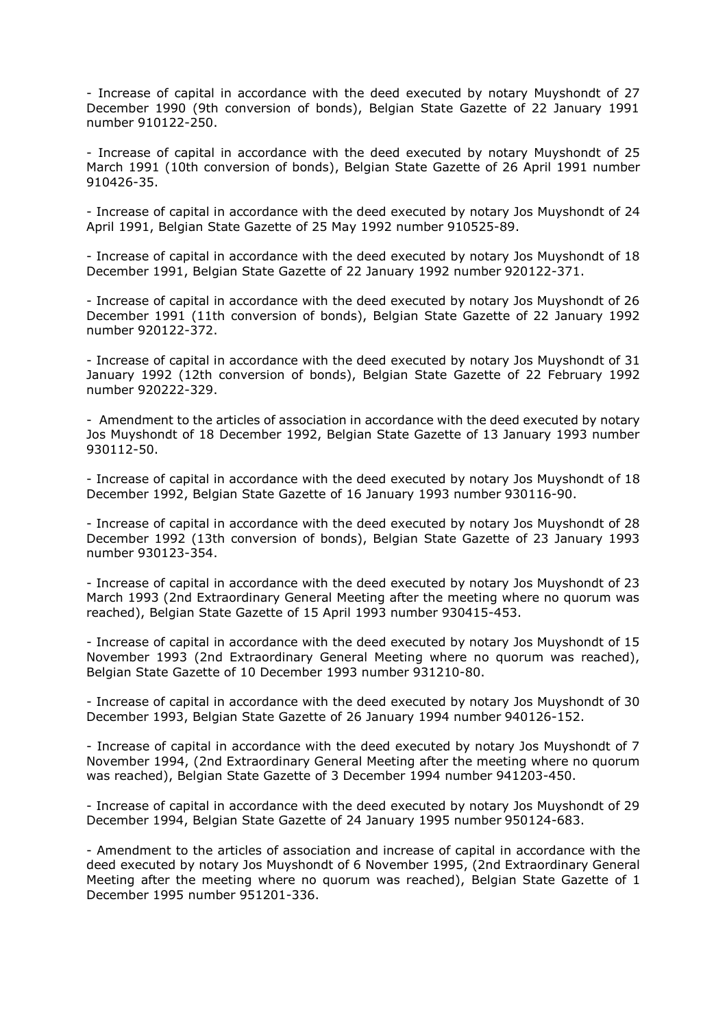- Increase of capital in accordance with the deed executed by notary Muyshondt of 27 December 1990 (9th conversion of bonds), Belgian State Gazette of 22 January 1991 number 910122-250.

- Increase of capital in accordance with the deed executed by notary Muyshondt of 25 March 1991 (10th conversion of bonds), Belgian State Gazette of 26 April 1991 number 910426-35.

- Increase of capital in accordance with the deed executed by notary Jos Muyshondt of 24 April 1991, Belgian State Gazette of 25 May 1992 number 910525-89.

- Increase of capital in accordance with the deed executed by notary Jos Muyshondt of 18 December 1991, Belgian State Gazette of 22 January 1992 number 920122-371.

- Increase of capital in accordance with the deed executed by notary Jos Muyshondt of 26 December 1991 (11th conversion of bonds), Belgian State Gazette of 22 January 1992 number 920122-372.

- Increase of capital in accordance with the deed executed by notary Jos Muyshondt of 31 January 1992 (12th conversion of bonds), Belgian State Gazette of 22 February 1992 number 920222-329.

- Amendment to the articles of association in accordance with the deed executed by notary Jos Muyshondt of 18 December 1992, Belgian State Gazette of 13 January 1993 number 930112-50.

- Increase of capital in accordance with the deed executed by notary Jos Muyshondt of 18 December 1992, Belgian State Gazette of 16 January 1993 number 930116-90.

- Increase of capital in accordance with the deed executed by notary Jos Muyshondt of 28 December 1992 (13th conversion of bonds), Belgian State Gazette of 23 January 1993 number 930123-354.

- Increase of capital in accordance with the deed executed by notary Jos Muyshondt of 23 March 1993 (2nd Extraordinary General Meeting after the meeting where no quorum was reached), Belgian State Gazette of 15 April 1993 number 930415-453.

- Increase of capital in accordance with the deed executed by notary Jos Muyshondt of 15 November 1993 (2nd Extraordinary General Meeting where no quorum was reached), Belgian State Gazette of 10 December 1993 number 931210-80.

- Increase of capital in accordance with the deed executed by notary Jos Muyshondt of 30 December 1993, Belgian State Gazette of 26 January 1994 number 940126-152.

- Increase of capital in accordance with the deed executed by notary Jos Muyshondt of 7 November 1994, (2nd Extraordinary General Meeting after the meeting where no quorum was reached), Belgian State Gazette of 3 December 1994 number 941203-450.

- Increase of capital in accordance with the deed executed by notary Jos Muyshondt of 29 December 1994, Belgian State Gazette of 24 January 1995 number 950124-683.

- Amendment to the articles of association and increase of capital in accordance with the deed executed by notary Jos Muyshondt of 6 November 1995, (2nd Extraordinary General Meeting after the meeting where no quorum was reached), Belgian State Gazette of 1 December 1995 number 951201-336.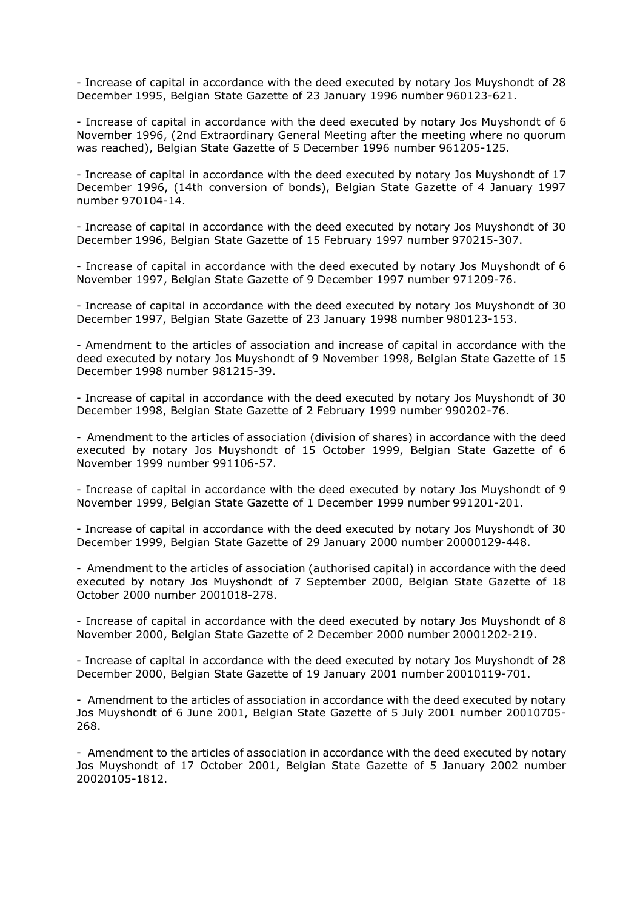- Increase of capital in accordance with the deed executed by notary Jos Muyshondt of 28 December 1995, Belgian State Gazette of 23 January 1996 number 960123-621.

- Increase of capital in accordance with the deed executed by notary Jos Muyshondt of 6 November 1996, (2nd Extraordinary General Meeting after the meeting where no quorum was reached), Belgian State Gazette of 5 December 1996 number 961205-125.

- Increase of capital in accordance with the deed executed by notary Jos Muyshondt of 17 December 1996, (14th conversion of bonds), Belgian State Gazette of 4 January 1997 number 970104-14.

- Increase of capital in accordance with the deed executed by notary Jos Muyshondt of 30 December 1996, Belgian State Gazette of 15 February 1997 number 970215-307.

- Increase of capital in accordance with the deed executed by notary Jos Muyshondt of 6 November 1997, Belgian State Gazette of 9 December 1997 number 971209-76.

- Increase of capital in accordance with the deed executed by notary Jos Muyshondt of 30 December 1997, Belgian State Gazette of 23 January 1998 number 980123-153.

- Amendment to the articles of association and increase of capital in accordance with the deed executed by notary Jos Muyshondt of 9 November 1998, Belgian State Gazette of 15 December 1998 number 981215-39.

- Increase of capital in accordance with the deed executed by notary Jos Muyshondt of 30 December 1998, Belgian State Gazette of 2 February 1999 number 990202-76.

- Amendment to the articles of association (division of shares) in accordance with the deed executed by notary Jos Muyshondt of 15 October 1999, Belgian State Gazette of 6 November 1999 number 991106-57.

- Increase of capital in accordance with the deed executed by notary Jos Muyshondt of 9 November 1999, Belgian State Gazette of 1 December 1999 number 991201-201.

- Increase of capital in accordance with the deed executed by notary Jos Muyshondt of 30 December 1999, Belgian State Gazette of 29 January 2000 number 20000129-448.

- Amendment to the articles of association (authorised capital) in accordance with the deed executed by notary Jos Muyshondt of 7 September 2000, Belgian State Gazette of 18 October 2000 number 2001018-278.

- Increase of capital in accordance with the deed executed by notary Jos Muyshondt of 8 November 2000, Belgian State Gazette of 2 December 2000 number 20001202-219.

- Increase of capital in accordance with the deed executed by notary Jos Muyshondt of 28 December 2000, Belgian State Gazette of 19 January 2001 number 20010119-701.

- Amendment to the articles of association in accordance with the deed executed by notary Jos Muyshondt of 6 June 2001, Belgian State Gazette of 5 July 2001 number 20010705-268.

- Amendment to the articles of association in accordance with the deed executed by notary Jos Muyshondt of 17 October 2001, Belgian State Gazette of 5 January 2002 number 20020105-1812.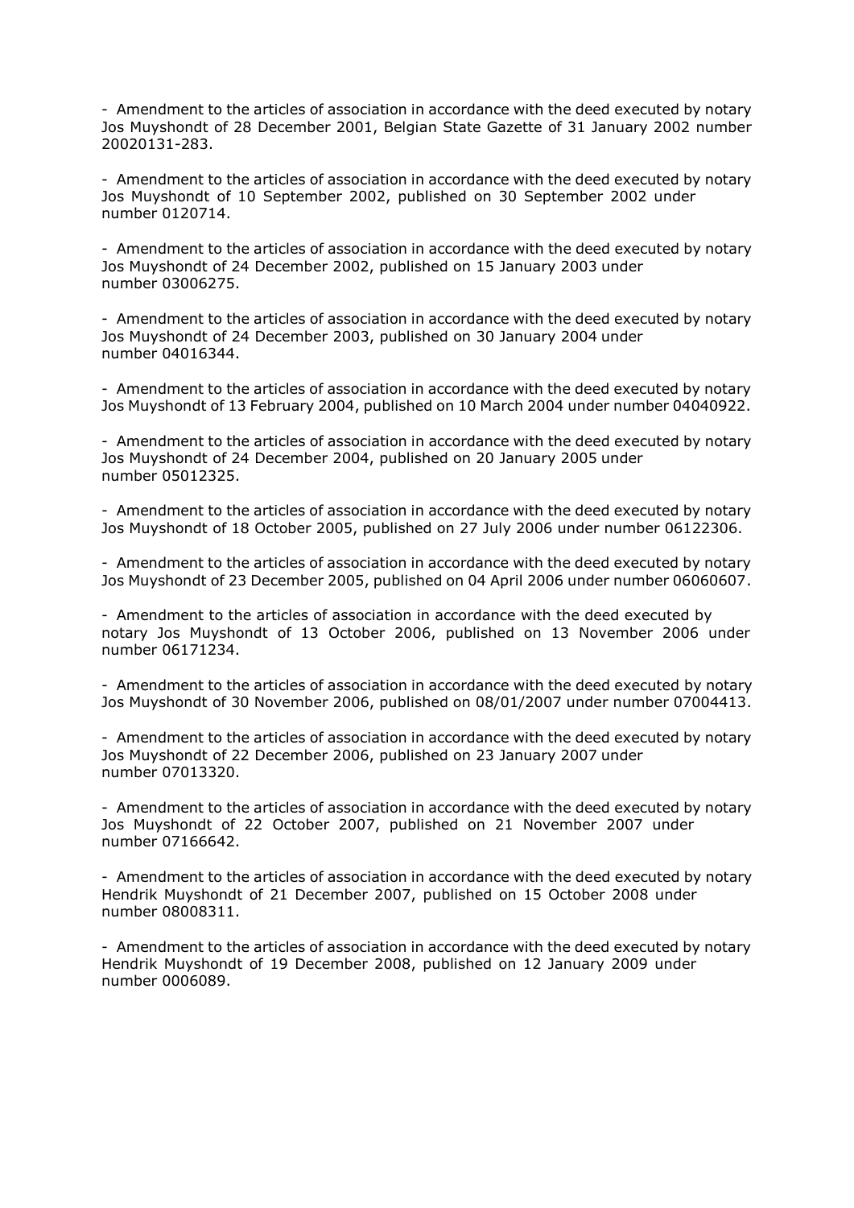- Amendment to the articles of association in accordance with the deed executed by notary Jos Muyshondt of 28 December 2001, Belgian State Gazette of 31 January 2002 number 20020131-283.

- Amendment to the articles of association in accordance with the deed executed by notary Jos Muyshondt of 10 September 2002, published on 30 September 2002 under number 0120714.

- Amendment to the articles of association in accordance with the deed executed by notary Jos Muyshondt of 24 December 2002, published on 15 January 2003 under number 03006275.

- Amendment to the articles of association in accordance with the deed executed by notary Jos Muyshondt of 24 December 2003, published on 30 January 2004 under number 04016344.

- Amendment to the articles of association in accordance with the deed executed by notary Jos Muyshondt of 13 February 2004, published on 10 March 2004 under number 04040922.

- Amendment to the articles of association in accordance with the deed executed by notary Jos Muyshondt of 24 December 2004, published on 20 January 2005 under number 05012325.

- Amendment to the articles of association in accordance with the deed executed by notary Jos Muyshondt of 18 October 2005, published on 27 July 2006 under number 06122306.

- Amendment to the articles of association in accordance with the deed executed by notary Jos Muyshondt of 23 December 2005, published on 04 April 2006 under number 06060607.

- Amendment to the articles of association in accordance with the deed executed by notary Jos Muyshondt of 13 October 2006, published on 13 November 2006 under number 06171234.

- Amendment to the articles of association in accordance with the deed executed by notary Jos Muyshondt of 30 November 2006, published on 08/01/2007 under number 07004413.

- Amendment to the articles of association in accordance with the deed executed by notary Jos Muyshondt of 22 December 2006, published on 23 January 2007 under number 07013320.

- Amendment to the articles of association in accordance with the deed executed by notary Jos Muyshondt of 22 October 2007, published on 21 November 2007 under number 07166642.

- Amendment to the articles of association in accordance with the deed executed by notary Hendrik Muyshondt of 21 December 2007, published on 15 October 2008 under number 08008311.

- Amendment to the articles of association in accordance with the deed executed by notary Hendrik Muyshondt of 19 December 2008, published on 12 January 2009 under number 0006089.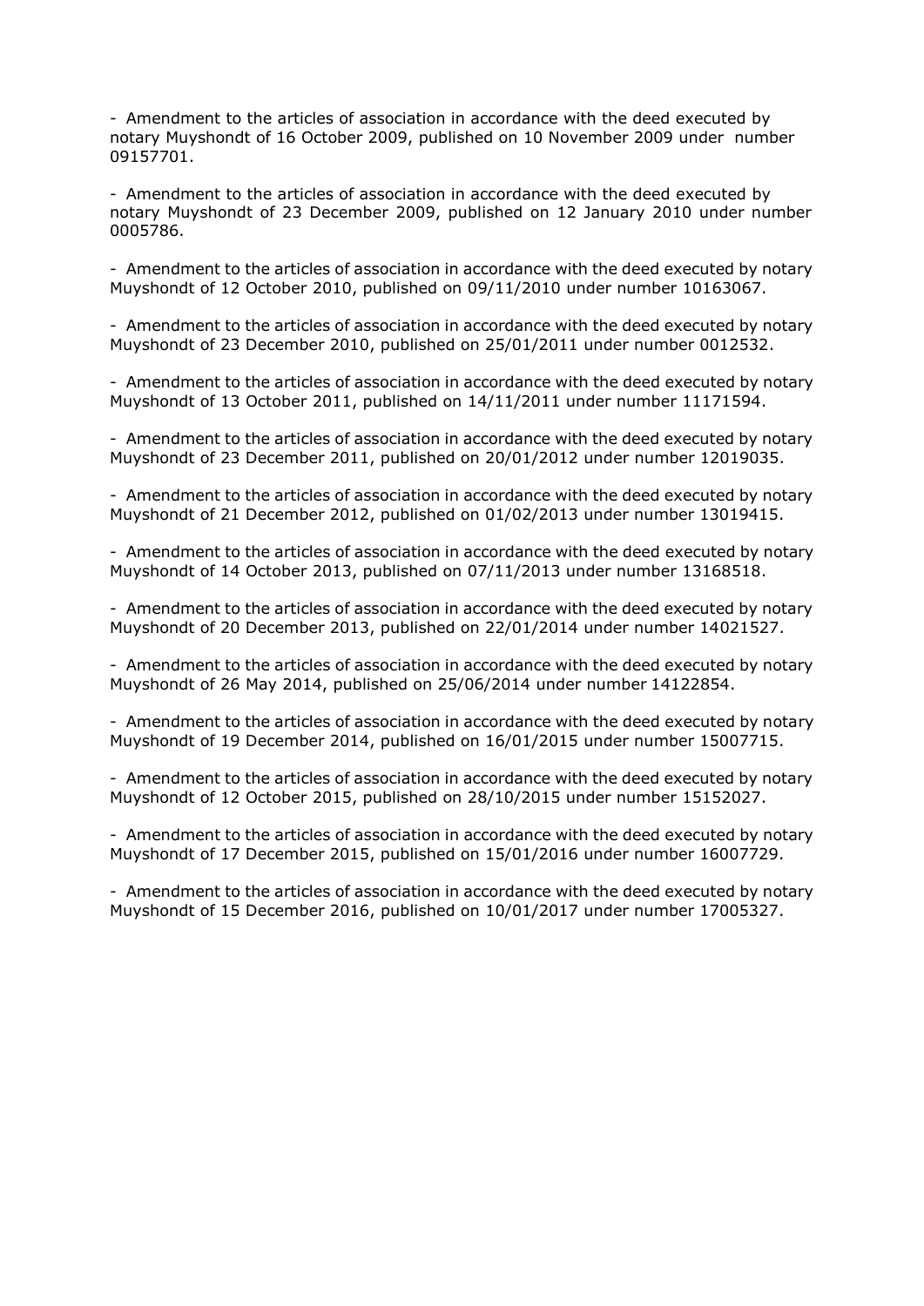- Amendment to the articles of association in accordance with the deed executed by notary Muyshondt of 16 October 2009, published on 10 November 2009 under number 09157701.

- Amendment to the articles of association in accordance with the deed executed by notary Muyshondt of 23 December 2009, published on 12 January 2010 under number 0005786.

- Amendment to the articles of association in accordance with the deed executed by notary Muyshondt of 12 October 2010, published on 09/11/2010 under number 10163067.

- Amendment to the articles of association in accordance with the deed executed by notary Muyshondt of 23 December 2010, published on 25/01/2011 under number 0012532.

- Amendment to the articles of association in accordance with the deed executed by notary Muyshondt of 13 October 2011, published on 14/11/2011 under number 11171594.

- Amendment to the articles of association in accordance with the deed executed by notary Muyshondt of 23 December 2011, published on 20/01/2012 under number 12019035.

- Amendment to the articles of association in accordance with the deed executed by notary Muyshondt of 21 December 2012, published on 01/02/2013 under number 13019415.

- Amendment to the articles of association in accordance with the deed executed by notary Muyshondt of 14 October 2013, published on 07/11/2013 under number 13168518.

- Amendment to the articles of association in accordance with the deed executed by notary Muyshondt of 20 December 2013, published on 22/01/2014 under number 14021527.

- Amendment to the articles of association in accordance with the deed executed by notary Muyshondt of 26 May 2014, published on 25/06/2014 under number 14122854.

- Amendment to the articles of association in accordance with the deed executed by notary Muyshondt of 19 December 2014, published on 16/01/2015 under number 15007715.

- Amendment to the articles of association in accordance with the deed executed by notary Muyshondt of 12 October 2015, published on 28/10/2015 under number 15152027.

- Amendment to the articles of association in accordance with the deed executed by notary Muyshondt of 17 December 2015, published on 15/01/2016 under number 16007729.

- Amendment to the articles of association in accordance with the deed executed by notary Muyshondt of 15 December 2016, published on 10/01/2017 under number 17005327.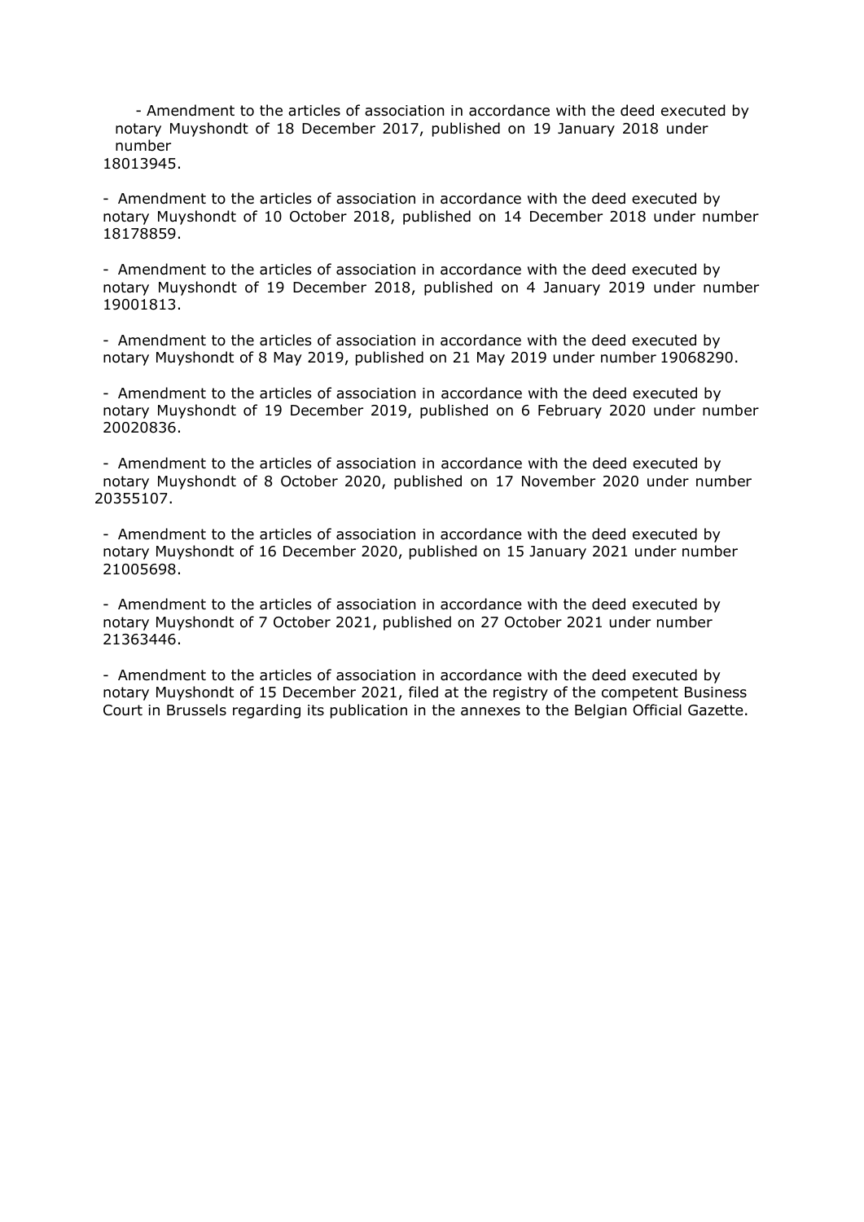- Amendment to the articles of association in accordance with the deed executed by notary Muyshondt of 18 December 2017, published on 19 January 2018 under number 18013945.

- Amendment to the articles of association in accordance with the deed executed by notary Muyshondt of 10 October 2018, published on 14 December 2018 under number 18178859.

- Amendment to the articles of association in accordance with the deed executed by notary Muyshondt of 19 December 2018, published on 4 January 2019 under number 19001813.

- Amendment to the articles of association in accordance with the deed executed by notary Muyshondt of 8 May 2019, published on 21 May 2019 under number 19068290.

- Amendment to the articles of association in accordance with the deed executed by notary Muyshondt of 19 December 2019, published on 6 February 2020 under number 20020836.

- Amendment to the articles of association in accordance with the deed executed by notary Muyshondt of 8 October 2020, published on 17 November 2020 under number 20355107.

- Amendment to the articles of association in accordance with the deed executed by notary Muyshondt of 16 December 2020, published on 15 January 2021 under number 21005698.

- Amendment to the articles of association in accordance with the deed executed by notary Muyshondt of 7 October 2021, published on 27 October 2021 under number 21363446.

- Amendment to the articles of association in accordance with the deed executed by notary Muyshondt of 15 December 2021, filed at the registry of the competent Business Court in Brussels regarding its publication in the annexes to the Belgian Official Gazette.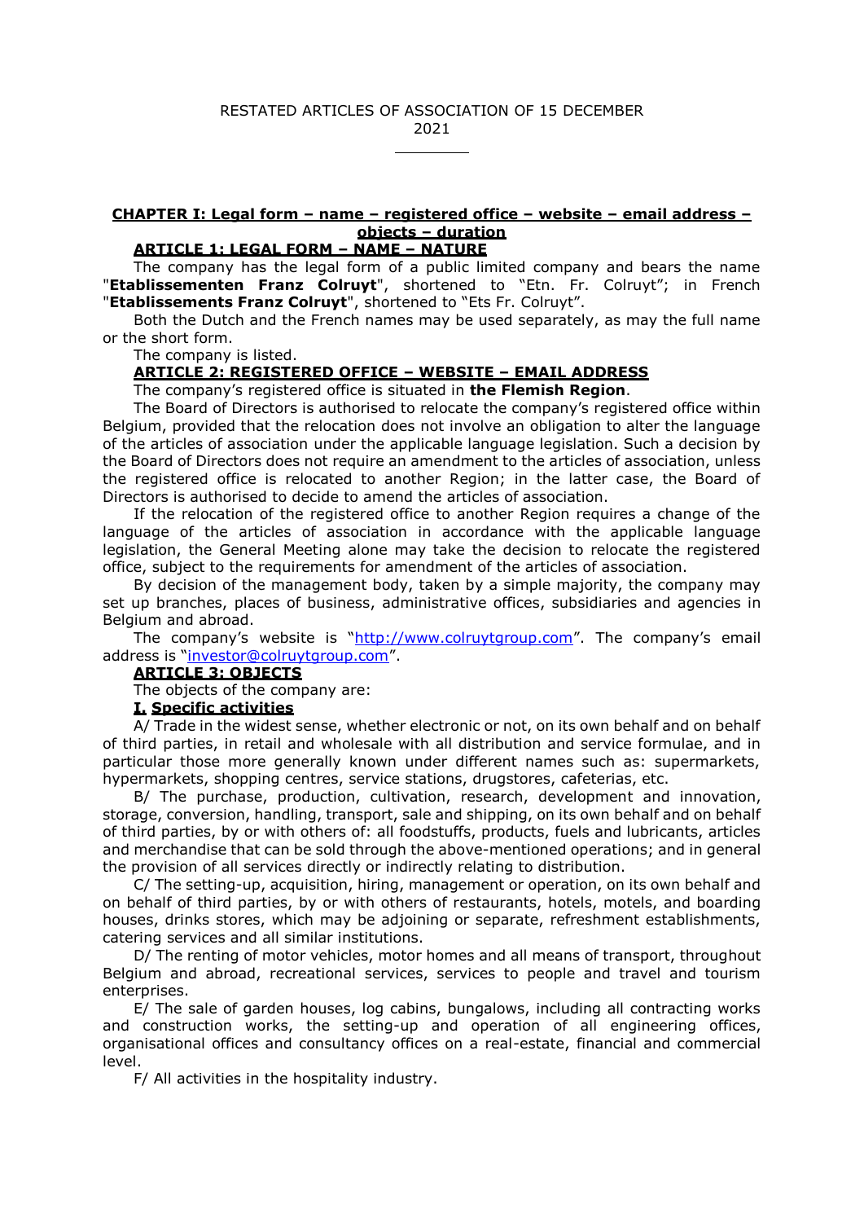RESTATED ARTICLES OF ASSOCIATION OF 15 DECEMBER 2021

---

## CHAPTER I: Legal form – name – registered office – website – email address – objects – duration

### ARTICLE 1: LEGAL FORM – NAME – NATURE

The company has the legal form of a public limited company and bears the name "**Etablissementen Franz Colruyt**", shortened to "Etn. Fr. Colruyt"; in French "**Etablissements Franz Colruyt**", shortened to "Ets Fr. Colruyt".

Both the Dutch and the French names may be used separately, as may the full name or the short form.

The company is listed.

### ARTICLE 2: REGISTERED OFFICE – WEBSITE – EMAIL ADDRESS

The company's registered office is situated in **the Flemish Region**.

The Board of Directors is authorised to relocate the company's registered office within Belgium, provided that the relocation does not involve an obligation to alter the language of the articles of association under the applicable language legislation. Such a decision by the Board of Directors does not require an amendment to the articles of association, unless the registered office is relocated to another Region; in the latter case, the Board of Directors is authorised to decide to amend the articles of association.

If the relocation of the registered office to another Region requires a change of the language of the articles of association in accordance with the applicable language legislation, the General Meeting alone may take the decision to relocate the registered office, subject to the requirements for amendment of the articles of association.

By decision of the management body, taken by a simple majority, the company may set up branches, places of business, administrative offices, subsidiaries and agencies in Belgium and abroad.

The company's website is "http://www.colruytgroup.com". The company's email address is "investor@colruytgroup.com".

### ARTICLE 3: OBJECTS

The objects of the company are:

**I. Specific activities**

A/ Trade in the widest sense, whether electronic or not, on its own behalf and on behalf of third parties, in retail and wholesale with all distribution and service formulae, and in particular those more generally known under different names such as: supermarkets, hypermarkets, shopping centres, service stations, drugstores, cafeterias, etc.

B/ The purchase, production, cultivation, research, development and innovation, storage, conversion, handling, transport, sale and shipping, on its own behalf and on behalf of third parties, by or with others of: all foodstuffs, products, fuels and lubricants, articles and merchandise that can be sold through the above-mentioned operations; and in general the provision of all services directly or indirectly relating to distribution.

C/ The setting-up, acquisition, hiring, management or operation, on its own behalf and on behalf of third parties, by or with others of restaurants, hotels, motels, and boarding houses, drinks stores, which may be adjoining or separate, refreshment establishments, catering services and all similar institutions.

D/ The renting of motor vehicles, motor homes and all means of transport, throughout Belgium and abroad, recreational services, services to people and travel and tourism enterprises.

E/ The sale of garden houses, log cabins, bungalows, including all contracting works and construction works, the setting-up and operation of all engineering offices, organisational offices and consultancy offices on a real-estate, financial and commercial level.

F/ All activities in the hospitality industry.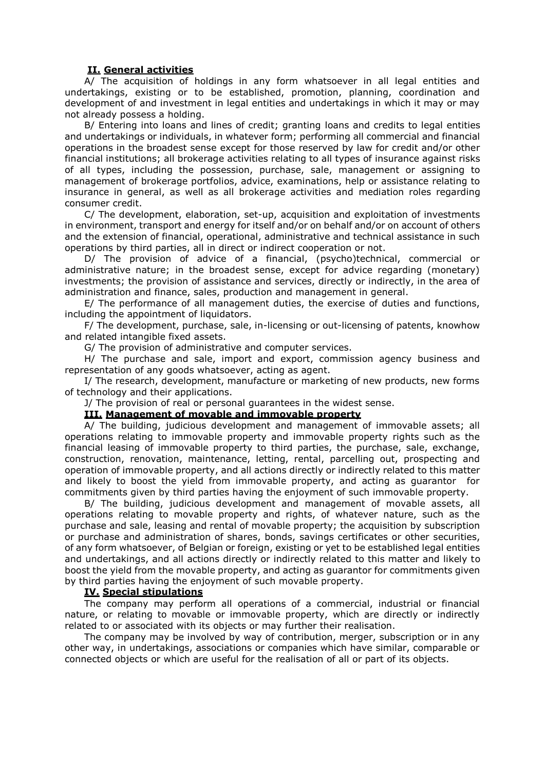**II. General activities**

A/ The acquisition of holdings in any form whatsoever in all legal entities and undertakings, existing or to be established, promotion, planning, coordination and development of and investment in legal entities and undertakings in which it may or may not already possess a holding.

B/ Entering into loans and lines of credit; granting loans and credits to legal entities and undertakings or individuals, in whatever form; performing all commercial and financial operations in the broadest sense except for those reserved by law for credit and/or other financial institutions; all brokerage activities relating to all types of insurance against risks of all types, including the possession, purchase, sale, management or assigning to management of brokerage portfolios, advice, examinations, help or assistance relating to insurance in general, as well as all brokerage activities and mediation roles regarding consumer credit.

C/ The development, elaboration, set-up, acquisition and exploitation of investments in environment, transport and energy for itself and/or on behalf and/or on account of others and the extension of financial, operational, administrative and technical assistance in such operations by third parties, all in direct or indirect cooperation or not.

D/ The provision of advice of a financial, (psycho)technical, commercial or administrative nature; in the broadest sense, except for advice regarding (monetary) investments; the provision of assistance and services, directly or indirectly, in the area of administration and finance, sales, production and management in general.

E/ The performance of all management duties, the exercise of duties and functions, including the appointment of liquidators.

F/ The development, purchase, sale, in-licensing or out-licensing of patents, knowhow and related intangible fixed assets.

G/ The provision of administrative and computer services.

H/ The purchase and sale, import and export, commission agency business and representation of any goods whatsoever, acting as agent.

I/ The research, development, manufacture or marketing of new products, new forms of technology and their applications.

J/ The provision of real or personal guarantees in the widest sense.

**III. Management of movable and immovable property**

A/ The building, judicious development and management of immovable assets; all operations relating to immovable property and immovable property rights such as the financial leasing of immovable property to third parties, the purchase, sale, exchange, construction, renovation, maintenance, letting, rental, parcelling out, prospecting and operation of immovable property, and all actions directly or indirectly related to this matter and likely to boost the yield from immovable property, and acting as guarantor for commitments given by third parties having the enjoyment of such immovable property.

B/ The building, judicious development and management of movable assets, all operations relating to movable property and rights, of whatever nature, such as the purchase and sale, leasing and rental of movable property; the acquisition by subscription or purchase and administration of shares, bonds, savings certificates or other securities, of any form whatsoever, of Belgian or foreign, existing or yet to be established legal entities and undertakings, and all actions directly or indirectly related to this matter and likely to boost the yield from the movable property, and acting as guarantor for commitments given by third parties having the enjoyment of such movable property.

**IV. Special stipulations**

The company may perform all operations of a commercial, industrial or financial nature, or relating to movable or immovable property, which are directly or indirectly related to or associated with its objects or may further their realisation.

The company may be involved by way of contribution, merger, subscription or in any other way, in undertakings, associations or companies which have similar, comparable or connected objects or which are useful for the realisation of all or part of its objects.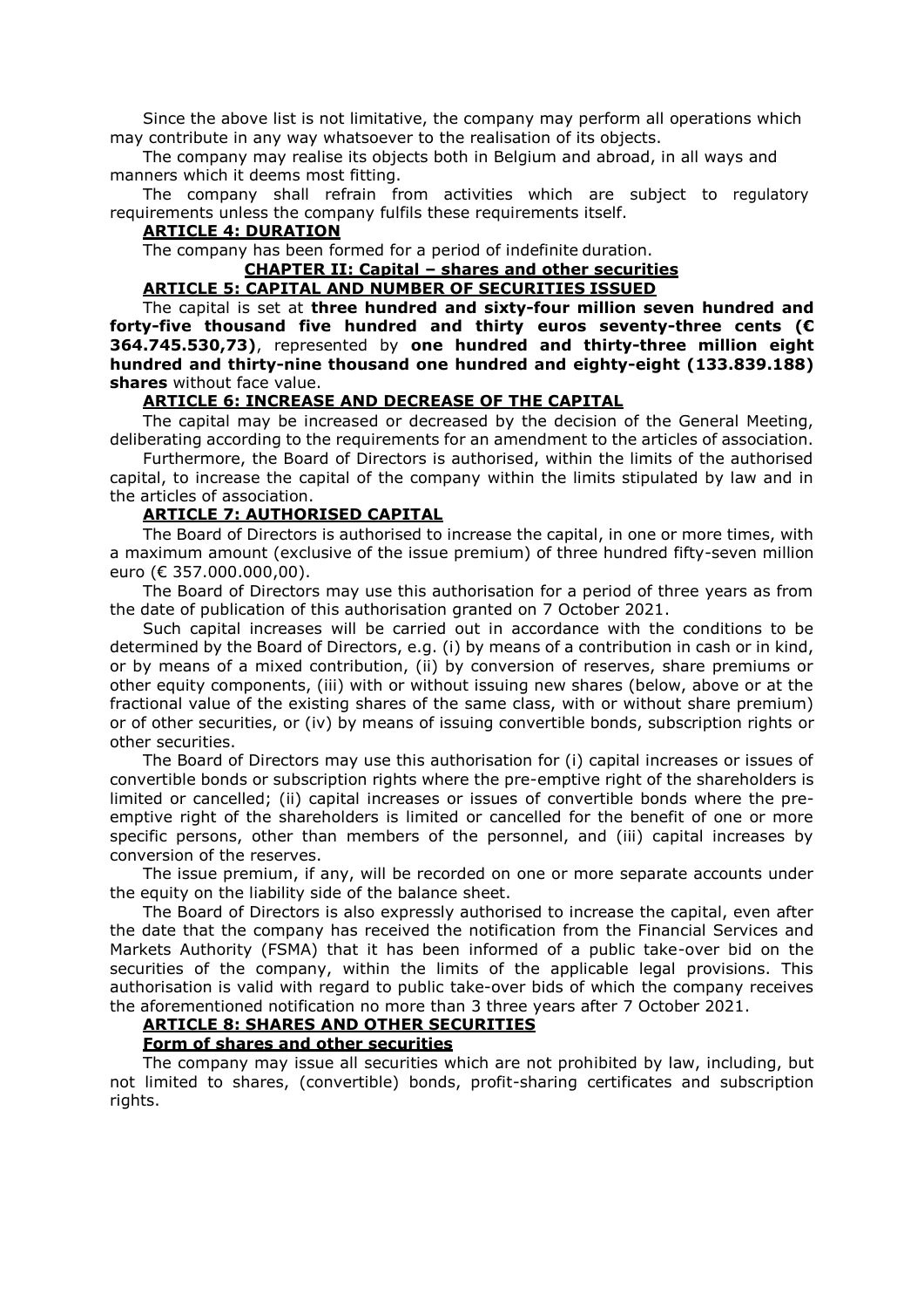Since the above list is not limitative, the company may perform all operations which may contribute in any way whatsoever to the realisation of its objects.

The company may realise its objects both in Belgium and abroad, in all ways and manners which it deems most fitting.

The company shall refrain from activities which are subject to regulatory requirements unless the company fulfils these requirements itself.

**ARTICLE 4: DURATION**

The company has been formed for a period of indefinite duration.

**CHAPTER II: Capital – shares and other securities**

**ARTICLE 5: CAPITAL AND NUMBER OF SECURITIES ISSUED**

The capital is set at **three hundred and sixty-four million seven hundred and forty-five thousand five hundred and thirty euros seventy-three cents (€ 364.745.530,73)**, represented by **one hundred and thirty-three million eight hundred and thirty-nine thousand one hundred and eighty-eight (133.839.188) shares** without face value.

**ARTICLE 6: INCREASE AND DECREASE OF THE CAPITAL**

The capital may be increased or decreased by the decision of the General Meeting, deliberating according to the requirements for an amendment to the articles of association.

Furthermore, the Board of Directors is authorised, within the limits of the authorised capital, to increase the capital of the company within the limits stipulated by law and in the articles of association.

**ARTICLE 7: AUTHORISED CAPITAL**

The Board of Directors is authorised to increase the capital, in one or more times, with a maximum amount (exclusive of the issue premium) of three hundred fifty-seven million euro (€ 357.000.000,00).

The Board of Directors may use this authorisation for a period of three years as from the date of publication of this authorisation granted on 7 October 2021.

Such capital increases will be carried out in accordance with the conditions to be determined by the Board of Directors, e.g. (i) by means of a contribution in cash or in kind, or by means of a mixed contribution, (ii) by conversion of reserves, share premiums or other equity components, (iii) with or without issuing new shares (below, above or at the fractional value of the existing shares of the same class, with or without share premium) or of other securities, or (iv) by means of issuing convertible bonds, subscription rights or other securities.

The Board of Directors may use this authorisation for (i) capital increases or issues of convertible bonds or subscription rights where the pre-emptive right of the shareholders is limited or cancelled; (ii) capital increases or issues of convertible bonds where the pre-emptive right of the shareholders is limited or cancelled for the benefit of one or more specific persons, other than members of the personnel, and (iii) capital increases by conversion of the reserves.

The issue premium, if any, will be recorded on one or more separate accounts under the equity on the liability side of the balance sheet.

The Board of Directors is also expressly authorised to increase the capital, even after the date that the company has received the notification from the Financial Services and Markets Authority (FSMA) that it has been informed of a public take-over bid on the securities of the company, within the limits of the applicable legal provisions. This authorisation is valid with regard to public take-over bids of which the company receives the aforementioned notification no more than 3 three years after 7 October 2021.

**ARTICLE 8: SHARES AND OTHER SECURITIES**

**Form of shares and other securities**

The company may issue all securities which are not prohibited by law, including, but not limited to shares, (convertible) bonds, profit-sharing certificates and subscription rights.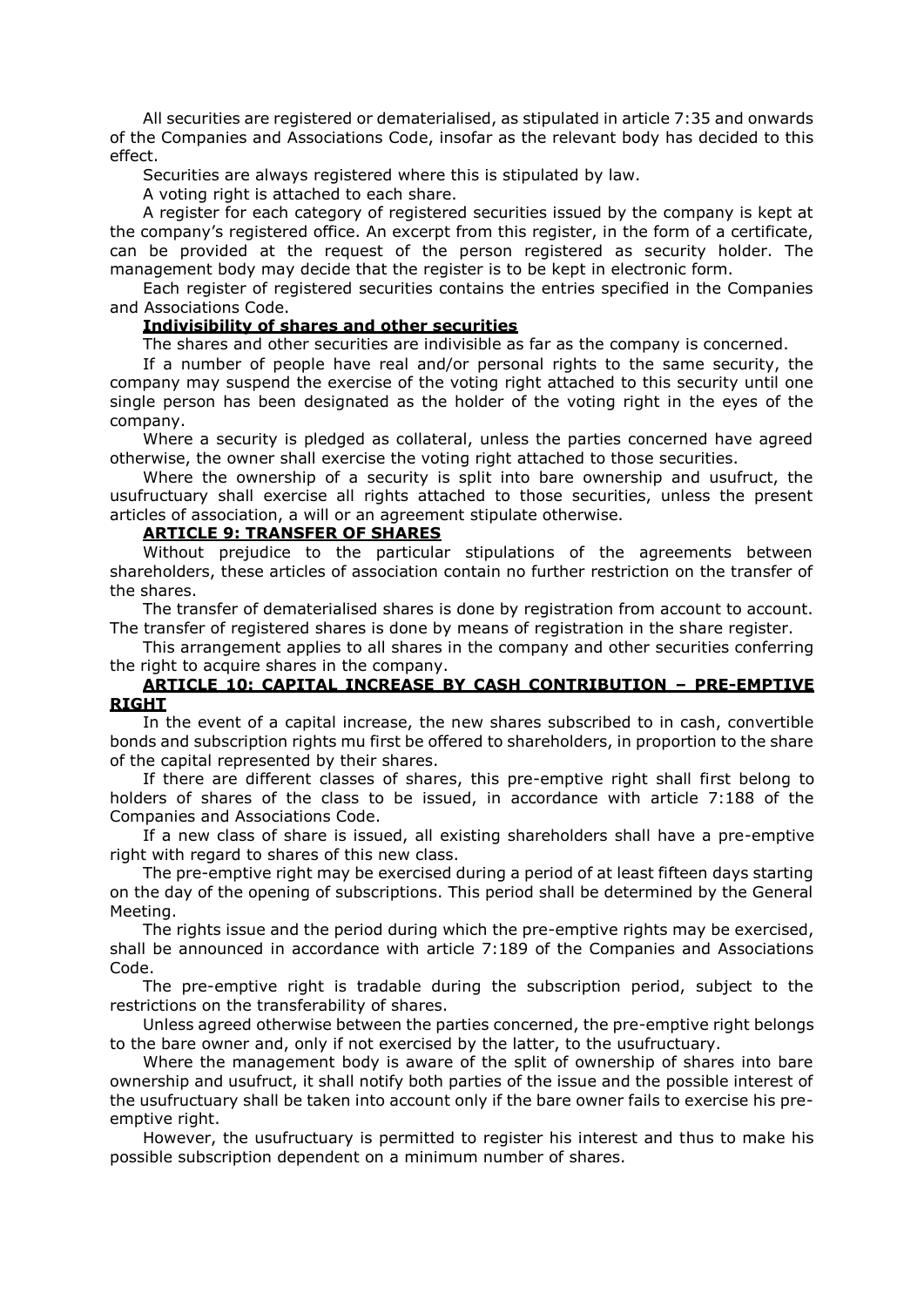All securities are registered or dematerialised, as stipulated in article 7:35 and onwards of the Companies and Associations Code, insofar as the relevant body has decided to this effect.

Securities are always registered where this is stipulated by law.

A voting right is attached to each share.

A register for each category of registered securities issued by the company is kept at the company's registered office. An excerpt from this register, in the form of a certificate, can be provided at the request of the person registered as security holder. The management body may decide that the register is to be kept in electronic form.

Each register of registered securities contains the entries specified in the Companies and Associations Code.

**Indivisibility of shares and other securities**

The shares and other securities are indivisible as far as the company is concerned.

If a number of people have real and/or personal rights to the same security, the company may suspend the exercise of the voting right attached to this security until one single person has been designated as the holder of the voting right in the eyes of the company.

Where a security is pledged as collateral, unless the parties concerned have agreed otherwise, the owner shall exercise the voting right attached to those securities.

Where the ownership of a security is split into bare ownership and usufruct, the usufructuary shall exercise all rights attached to those securities, unless the present articles of association, a will or an agreement stipulate otherwise.

## ARTICLE 9: TRANSFER OF SHARES

Without prejudice to the particular stipulations of the agreements between shareholders, these articles of association contain no further restriction on the transfer of the shares.

The transfer of dematerialised shares is done by registration from account to account. The transfer of registered shares is done by means of registration in the share register.

This arrangement applies to all shares in the company and other securities conferring the right to acquire shares in the company.

## ARTICLE 10: CAPITAL INCREASE BY CASH CONTRIBUTION – PRE-EMPTIVE RIGHT

In the event of a capital increase, the new shares subscribed to in cash, convertible bonds and subscription rights mu first be offered to shareholders, in proportion to the share of the capital represented by their shares.

If there are different classes of shares, this pre-emptive right shall first belong to holders of shares of the class to be issued, in accordance with article 7:188 of the Companies and Associations Code.

If a new class of share is issued, all existing shareholders shall have a pre-emptive right with regard to shares of this new class.

The pre-emptive right may be exercised during a period of at least fifteen days starting on the day of the opening of subscriptions. This period shall be determined by the General Meeting.

The rights issue and the period during which the pre-emptive rights may be exercised, shall be announced in accordance with article 7:189 of the Companies and Associations Code.

The pre-emptive right is tradable during the subscription period, subject to the restrictions on the transferability of shares.

Unless agreed otherwise between the parties concerned, the pre-emptive right belongs to the bare owner and, only if not exercised by the latter, to the usufructuary.

Where the management body is aware of the split of ownership of shares into bare ownership and usufruct, it shall notify both parties of the issue and the possible interest of the usufructuary shall be taken into account only if the bare owner fails to exercise his pre-emptive right.

However, the usufructuary is permitted to register his interest and thus to make his possible subscription dependent on a minimum number of shares.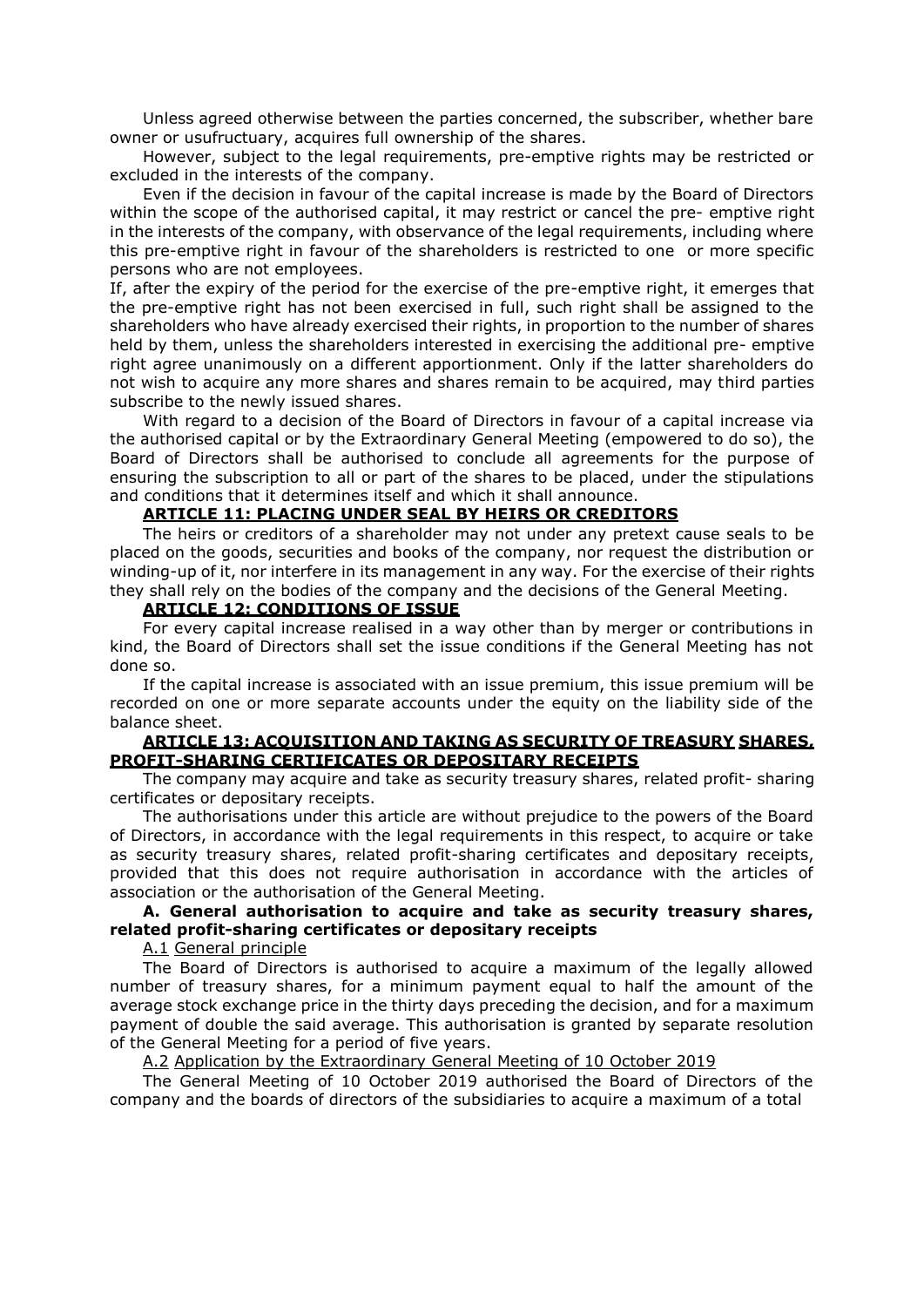Unless agreed otherwise between the parties concerned, the subscriber, whether bare owner or usufructuary, acquires full ownership of the shares.

However, subject to the legal requirements, pre-emptive rights may be restricted or excluded in the interests of the company.

Even if the decision in favour of the capital increase is made by the Board of Directors within the scope of the authorised capital, it may restrict or cancel the pre- emptive right in the interests of the company, with observance of the legal requirements, including where this pre-emptive right in favour of the shareholders is restricted to one or more specific persons who are not employees.

If, after the expiry of the period for the exercise of the pre-emptive right, it emerges that the pre-emptive right has not been exercised in full, such right shall be assigned to the shareholders who have already exercised their rights, in proportion to the number of shares held by them, unless the shareholders interested in exercising the additional pre- emptive right agree unanimously on a different apportionment. Only if the latter shareholders do not wish to acquire any more shares and shares remain to be acquired, may third parties subscribe to the newly issued shares.

With regard to a decision of the Board of Directors in favour of a capital increase via the authorised capital or by the Extraordinary General Meeting (empowered to do so), the Board of Directors shall be authorised to conclude all agreements for the purpose of ensuring the subscription to all or part of the shares to be placed, under the stipulations and conditions that it determines itself and which it shall announce.

**ARTICLE 11: PLACING UNDER SEAL BY HEIRS OR CREDITORS**

The heirs or creditors of a shareholder may not under any pretext cause seals to be placed on the goods, securities and books of the company, nor request the distribution or winding-up of it, nor interfere in its management in any way. For the exercise of their rights they shall rely on the bodies of the company and the decisions of the General Meeting.

**ARTICLE 12: CONDITIONS OF ISSUE**

For every capital increase realised in a way other than by merger or contributions in kind, the Board of Directors shall set the issue conditions if the General Meeting has not done so.

If the capital increase is associated with an issue premium, this issue premium will be recorded on one or more separate accounts under the equity on the liability side of the balance sheet.

**ARTICLE 13: ACQUISITION AND TAKING AS SECURITY OF TREASURY SHARES, PROFIT-SHARING CERTIFICATES OR DEPOSITARY RECEIPTS**

The company may acquire and take as security treasury shares, related profit- sharing certificates or depositary receipts.

The authorisations under this article are without prejudice to the powers of the Board of Directors, in accordance with the legal requirements in this respect, to acquire or take as security treasury shares, related profit-sharing certificates and depositary receipts, provided that this does not require authorisation in accordance with the articles of association or the authorisation of the General Meeting.

**A. General authorisation to acquire and take as security treasury shares, related profit-sharing certificates or depositary receipts**

A.1 General principle

The Board of Directors is authorised to acquire a maximum of the legally allowed number of treasury shares, for a minimum payment equal to half the amount of the average stock exchange price in the thirty days preceding the decision, and for a maximum payment of double the said average. This authorisation is granted by separate resolution of the General Meeting for a period of five years.

A.2 Application by the Extraordinary General Meeting of 10 October 2019

The General Meeting of 10 October 2019 authorised the Board of Directors of the company and the boards of directors of the subsidiaries to acquire a maximum of a total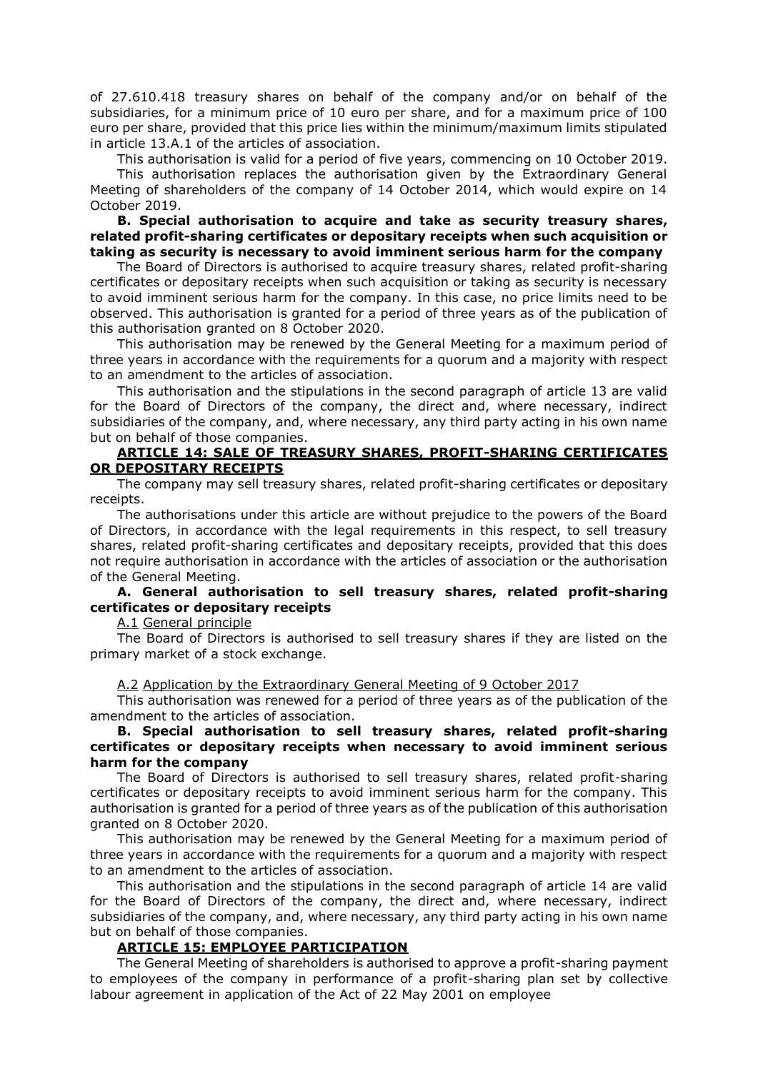of 27.610.418 treasury shares on behalf of the company and/or on behalf of the subsidiaries, for a minimum price of 10 euro per share, and for a maximum price of 100 euro per share, provided that this price lies within the minimum/maximum limits stipulated in article 13.A.1 of the articles of association.

This authorisation is valid for a period of five years, commencing on 10 October 2019.

This authorisation replaces the authorisation given by the Extraordinary General Meeting of shareholders of the company of 14 October 2014, which would expire on 14 October 2019.

**B. Special authorisation to acquire and take as security treasury shares, related profit-sharing certificates or depositary receipts when such acquisition or taking as security is necessary to avoid imminent serious harm for the company**

The Board of Directors is authorised to acquire treasury shares, related profit-sharing certificates or depositary receipts when such acquisition or taking as security is necessary to avoid imminent serious harm for the company. In this case, no price limits need to be observed. This authorisation is granted for a period of three years as of the publication of this authorisation granted on 8 October 2020.

This authorisation may be renewed by the General Meeting for a maximum period of three years in accordance with the requirements for a quorum and a majority with respect to an amendment to the articles of association.

This authorisation and the stipulations in the second paragraph of article 13 are valid for the Board of Directors of the company, the direct and, where necessary, indirect subsidiaries of the company, and, where necessary, any third party acting in his own name but on behalf of those companies.

**ARTICLE 14: SALE OF TREASURY SHARES, PROFIT-SHARING CERTIFICATES OR DEPOSITARY RECEIPTS**

The company may sell treasury shares, related profit-sharing certificates or depositary receipts.

The authorisations under this article are without prejudice to the powers of the Board of Directors, in accordance with the legal requirements in this respect, to sell treasury shares, related profit-sharing certificates and depositary receipts, provided that this does not require authorisation in accordance with the articles of association or the authorisation of the General Meeting.

**A. General authorisation to sell treasury shares, related profit-sharing certificates or depositary receipts**

A.1 General principle

The Board of Directors is authorised to sell treasury shares if they are listed on the primary market of a stock exchange.

A.2 Application by the Extraordinary General Meeting of 9 October 2017

This authorisation was renewed for a period of three years as of the publication of the amendment to the articles of association.

**B. Special authorisation to sell treasury shares, related profit-sharing certificates or depositary receipts when necessary to avoid imminent serious harm for the company**

The Board of Directors is authorised to sell treasury shares, related profit-sharing certificates or depositary receipts to avoid imminent serious harm for the company. This authorisation is granted for a period of three years as of the publication of this authorisation granted on 8 October 2020.

This authorisation may be renewed by the General Meeting for a maximum period of three years in accordance with the requirements for a quorum and a majority with respect to an amendment to the articles of association.

This authorisation and the stipulations in the second paragraph of article 14 are valid for the Board of Directors of the company, the direct and, where necessary, indirect subsidiaries of the company, and, where necessary, any third party acting in his own name but on behalf of those companies.

**ARTICLE 15: EMPLOYEE PARTICIPATION**

The General Meeting of shareholders is authorised to approve a profit-sharing payment to employees of the company in performance of a profit-sharing plan set by collective labour agreement in application of the Act of 22 May 2001 on employee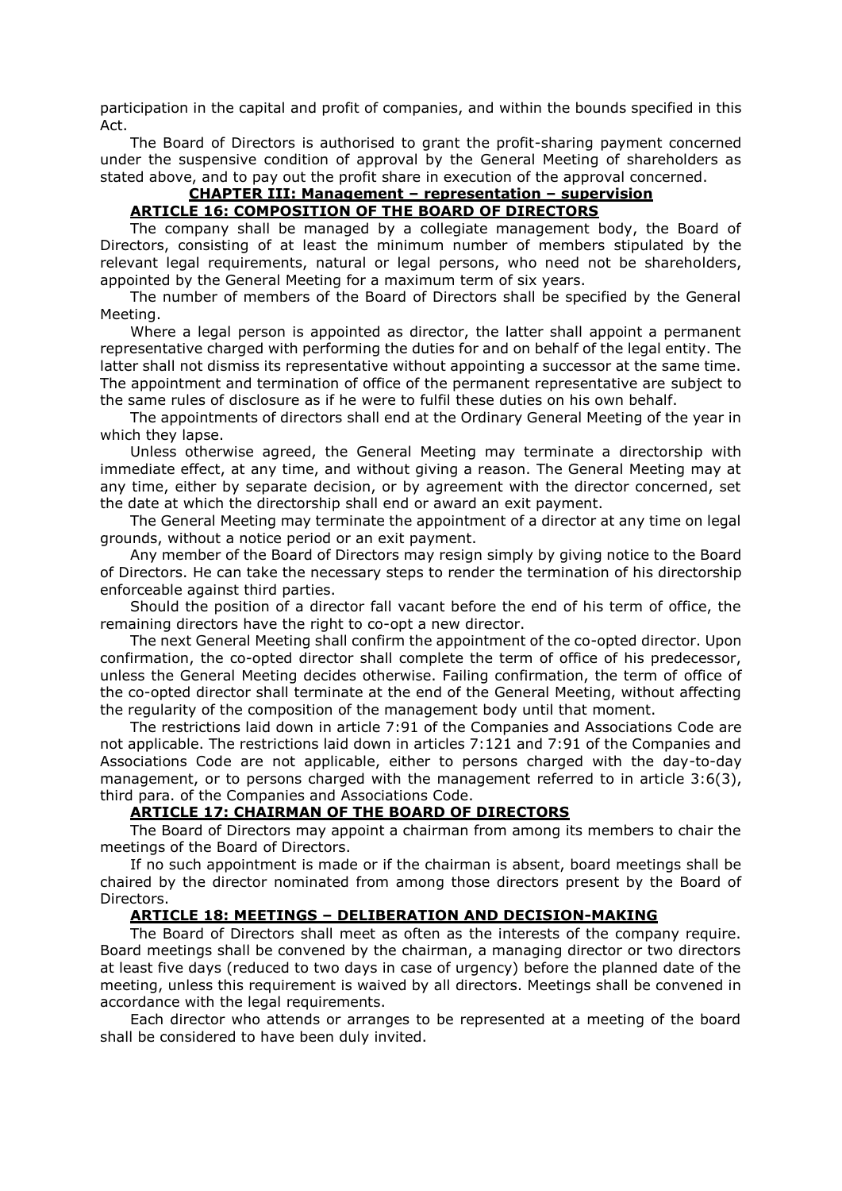participation in the capital and profit of companies, and within the bounds specified in this Act.

The Board of Directors is authorised to grant the profit-sharing payment concerned under the suspensive condition of approval by the General Meeting of shareholders as stated above, and to pay out the profit share in execution of the approval concerned.

## CHAPTER III: Management – representation – supervision

### ARTICLE 16: COMPOSITION OF THE BOARD OF DIRECTORS

The company shall be managed by a collegiate management body, the Board of Directors, consisting of at least the minimum number of members stipulated by the relevant legal requirements, natural or legal persons, who need not be shareholders, appointed by the General Meeting for a maximum term of six years.

The number of members of the Board of Directors shall be specified by the General Meeting.

Where a legal person is appointed as director, the latter shall appoint a permanent representative charged with performing the duties for and on behalf of the legal entity. The latter shall not dismiss its representative without appointing a successor at the same time. The appointment and termination of office of the permanent representative are subject to the same rules of disclosure as if he were to fulfil these duties on his own behalf.

The appointments of directors shall end at the Ordinary General Meeting of the year in which they lapse.

Unless otherwise agreed, the General Meeting may terminate a directorship with immediate effect, at any time, and without giving a reason. The General Meeting may at any time, either by separate decision, or by agreement with the director concerned, set the date at which the directorship shall end or award an exit payment.

The General Meeting may terminate the appointment of a director at any time on legal grounds, without a notice period or an exit payment.

Any member of the Board of Directors may resign simply by giving notice to the Board of Directors. He can take the necessary steps to render the termination of his directorship enforceable against third parties.

Should the position of a director fall vacant before the end of his term of office, the remaining directors have the right to co-opt a new director.

The next General Meeting shall confirm the appointment of the co-opted director. Upon confirmation, the co-opted director shall complete the term of office of his predecessor, unless the General Meeting decides otherwise. Failing confirmation, the term of office of the co-opted director shall terminate at the end of the General Meeting, without affecting the regularity of the composition of the management body until that moment.

The restrictions laid down in article 7:91 of the Companies and Associations Code are not applicable. The restrictions laid down in articles 7:121 and 7:91 of the Companies and Associations Code are not applicable, either to persons charged with the day-to-day management, or to persons charged with the management referred to in article 3:6(3), third para. of the Companies and Associations Code.

### ARTICLE 17: CHAIRMAN OF THE BOARD OF DIRECTORS

The Board of Directors may appoint a chairman from among its members to chair the meetings of the Board of Directors.

If no such appointment is made or if the chairman is absent, board meetings shall be chaired by the director nominated from among those directors present by the Board of Directors.

### ARTICLE 18: MEETINGS – DELIBERATION AND DECISION-MAKING

The Board of Directors shall meet as often as the interests of the company require. Board meetings shall be convened by the chairman, a managing director or two directors at least five days (reduced to two days in case of urgency) before the planned date of the meeting, unless this requirement is waived by all directors. Meetings shall be convened in accordance with the legal requirements.

Each director who attends or arranges to be represented at a meeting of the board shall be considered to have been duly invited.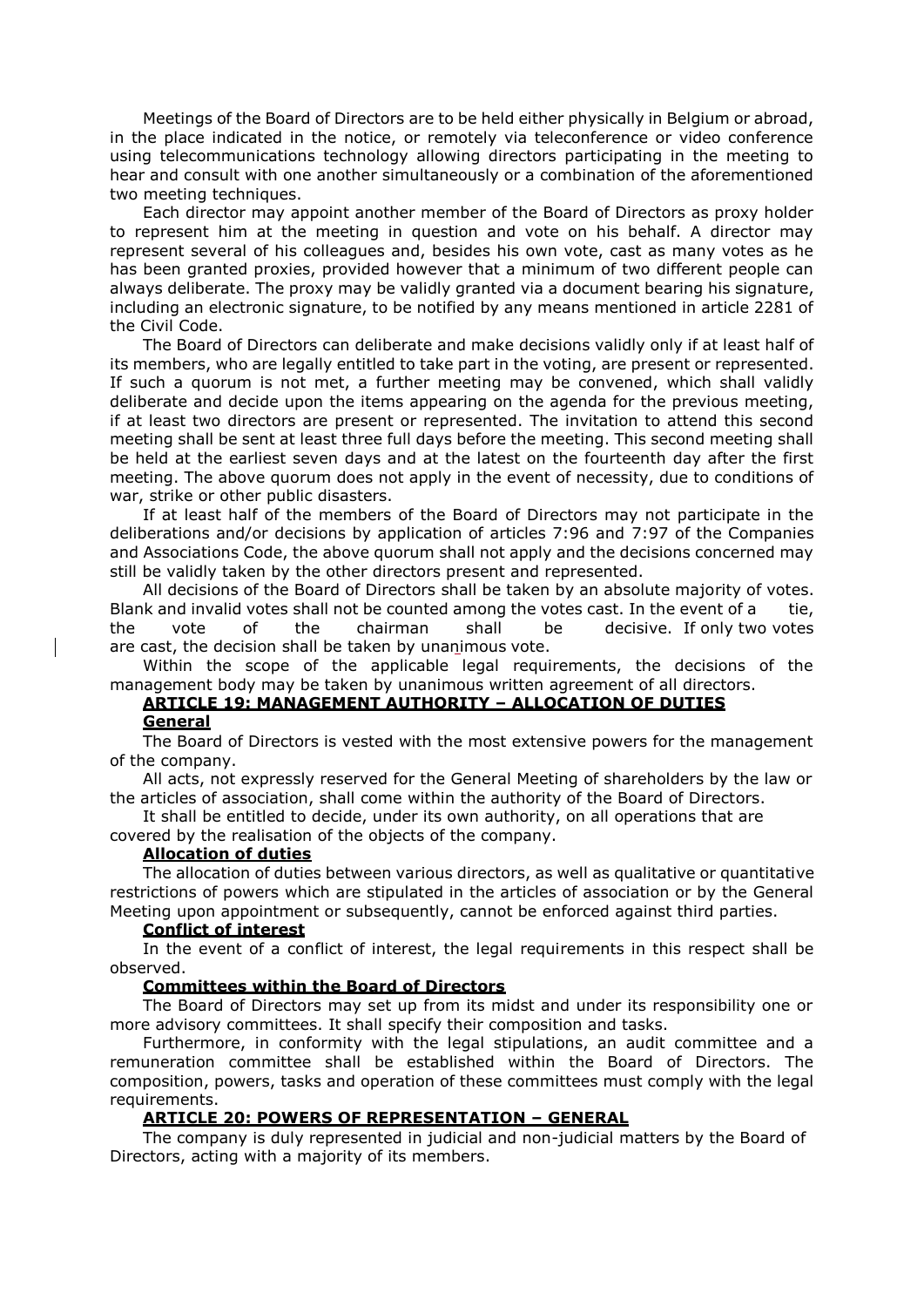Meetings of the Board of Directors are to be held either physically in Belgium or abroad, in the place indicated in the notice, or remotely via teleconference or video conference using telecommunications technology allowing directors participating in the meeting to hear and consult with one another simultaneously or a combination of the aforementioned two meeting techniques.

Each director may appoint another member of the Board of Directors as proxy holder to represent him at the meeting in question and vote on his behalf. A director may represent several of his colleagues and, besides his own vote, cast as many votes as he has been granted proxies, provided however that a minimum of two different people can always deliberate. The proxy may be validly granted via a document bearing his signature, including an electronic signature, to be notified by any means mentioned in article 2281 of the Civil Code.

The Board of Directors can deliberate and make decisions validly only if at least half of its members, who are legally entitled to take part in the voting, are present or represented. If such a quorum is not met, a further meeting may be convened, which shall validly deliberate and decide upon the items appearing on the agenda for the previous meeting, if at least two directors are present or represented. The invitation to attend this second meeting shall be sent at least three full days before the meeting. This second meeting shall be held at the earliest seven days and at the latest on the fourteenth day after the first meeting. The above quorum does not apply in the event of necessity, due to conditions of war, strike or other public disasters.

If at least half of the members of the Board of Directors may not participate in the deliberations and/or decisions by application of articles 7:96 and 7:97 of the Companies and Associations Code, the above quorum shall not apply and the decisions concerned may still be validly taken by the other directors present and represented.

All decisions of the Board of Directors shall be taken by an absolute majority of votes. Blank and invalid votes shall not be counted among the votes cast. In the event of a tie, the vote of the chairman shall be decisive. If only two votes are cast, the decision shall be taken by unanimous vote.

Within the scope of the applicable legal requirements, the decisions of the management body may be taken by unanimous written agreement of all directors.

## ARTICLE 19: MANAGEMENT AUTHORITY – ALLOCATION OF DUTIES

### General

The Board of Directors is vested with the most extensive powers for the management of the company.

All acts, not expressly reserved for the General Meeting of shareholders by the law or the articles of association, shall come within the authority of the Board of Directors.

It shall be entitled to decide, under its own authority, on all operations that are covered by the realisation of the objects of the company.

### Allocation of duties

The allocation of duties between various directors, as well as qualitative or quantitative restrictions of powers which are stipulated in the articles of association or by the General Meeting upon appointment or subsequently, cannot be enforced against third parties.

### Conflict of interest

In the event of a conflict of interest, the legal requirements in this respect shall be observed.

### Committees within the Board of Directors

The Board of Directors may set up from its midst and under its responsibility one or more advisory committees. It shall specify their composition and tasks.

Furthermore, in conformity with the legal stipulations, an audit committee and a remuneration committee shall be established within the Board of Directors. The composition, powers, tasks and operation of these committees must comply with the legal requirements.

## ARTICLE 20: POWERS OF REPRESENTATION – GENERAL

The company is duly represented in judicial and non-judicial matters by the Board of Directors, acting with a majority of its members.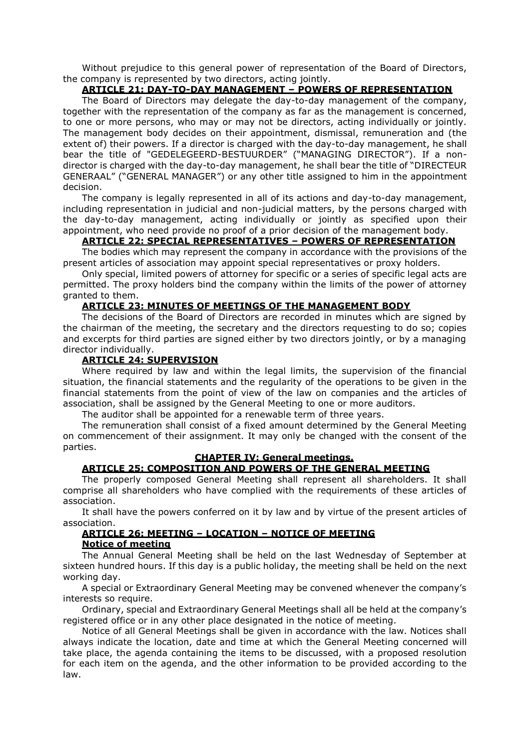Without prejudice to this general power of representation of the Board of Directors, the company is represented by two directors, acting jointly.

**ARTICLE 21: DAY-TO-DAY MANAGEMENT – POWERS OF REPRESENTATION**

The Board of Directors may delegate the day-to-day management of the company, together with the representation of the company as far as the management is concerned, to one or more persons, who may or may not be directors, acting individually or jointly. The management body decides on their appointment, dismissal, remuneration and (the extent of) their powers. If a director is charged with the day-to-day management, he shall bear the title of "GEDELEGEERD-BESTUURDER" ("MANAGING DIRECTOR"). If a non-director is charged with the day-to-day management, he shall bear the title of "DIRECTEUR GENERAAL" ("GENERAL MANAGER") or any other title assigned to him in the appointment decision.

The company is legally represented in all of its actions and day-to-day management, including representation in judicial and non-judicial matters, by the persons charged with the day-to-day management, acting individually or jointly as specified upon their appointment, who need provide no proof of a prior decision of the management body.

**ARTICLE 22: SPECIAL REPRESENTATIVES – POWERS OF REPRESENTATION**

The bodies which may represent the company in accordance with the provisions of the present articles of association may appoint special representatives or proxy holders.

Only special, limited powers of attorney for specific or a series of specific legal acts are permitted. The proxy holders bind the company within the limits of the power of attorney granted to them.

**ARTICLE 23: MINUTES OF MEETINGS OF THE MANAGEMENT BODY**

The decisions of the Board of Directors are recorded in minutes which are signed by the chairman of the meeting, the secretary and the directors requesting to do so; copies and excerpts for third parties are signed either by two directors jointly, or by a managing director individually.

**ARTICLE 24: SUPERVISION**

Where required by law and within the legal limits, the supervision of the financial situation, the financial statements and the regularity of the operations to be given in the financial statements from the point of view of the law on companies and the articles of association, shall be assigned by the General Meeting to one or more auditors.

The auditor shall be appointed for a renewable term of three years.

The remuneration shall consist of a fixed amount determined by the General Meeting on commencement of their assignment. It may only be changed with the consent of the parties.

## CHAPTER IV: General meetings.

**ARTICLE 25: COMPOSITION AND POWERS OF THE GENERAL MEETING**

The properly composed General Meeting shall represent all shareholders. It shall comprise all shareholders who have complied with the requirements of these articles of association.

It shall have the powers conferred on it by law and by virtue of the present articles of association.

**ARTICLE 26: MEETING – LOCATION – NOTICE OF MEETING**

**Notice of meeting**

The Annual General Meeting shall be held on the last Wednesday of September at sixteen hundred hours. If this day is a public holiday, the meeting shall be held on the next working day.

A special or Extraordinary General Meeting may be convened whenever the company's interests so require.

Ordinary, special and Extraordinary General Meetings shall all be held at the company's registered office or in any other place designated in the notice of meeting.

Notice of all General Meetings shall be given in accordance with the law. Notices shall always indicate the location, date and time at which the General Meeting concerned will take place, the agenda containing the items to be discussed, with a proposed resolution for each item on the agenda, and the other information to be provided according to the law.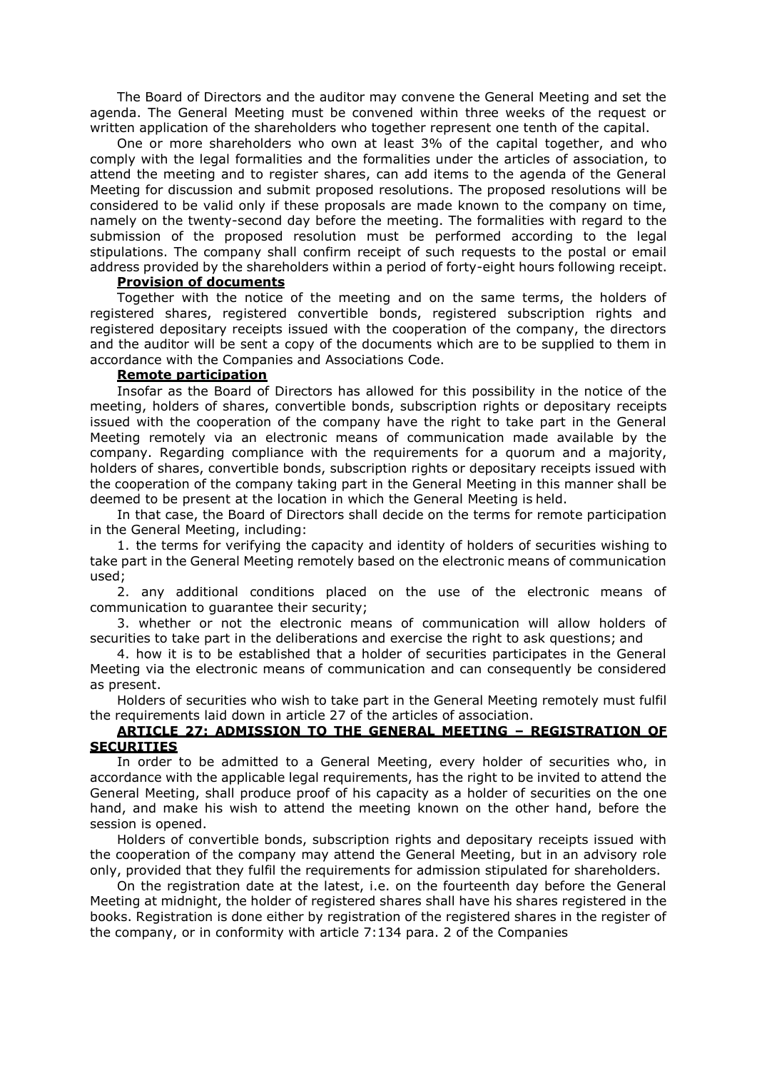The Board of Directors and the auditor may convene the General Meeting and set the agenda. The General Meeting must be convened within three weeks of the request or written application of the shareholders who together represent one tenth of the capital.

One or more shareholders who own at least 3% of the capital together, and who comply with the legal formalities and the formalities under the articles of association, to attend the meeting and to register shares, can add items to the agenda of the General Meeting for discussion and submit proposed resolutions. The proposed resolutions will be considered to be valid only if these proposals are made known to the company on time, namely on the twenty-second day before the meeting. The formalities with regard to the submission of the proposed resolution must be performed according to the legal stipulations. The company shall confirm receipt of such requests to the postal or email address provided by the shareholders within a period of forty-eight hours following receipt.

**Provision of documents**

Together with the notice of the meeting and on the same terms, the holders of registered shares, registered convertible bonds, registered subscription rights and registered depositary receipts issued with the cooperation of the company, the directors and the auditor will be sent a copy of the documents which are to be supplied to them in accordance with the Companies and Associations Code.

**Remote participation**

Insofar as the Board of Directors has allowed for this possibility in the notice of the meeting, holders of shares, convertible bonds, subscription rights or depositary receipts issued with the cooperation of the company have the right to take part in the General Meeting remotely via an electronic means of communication made available by the company. Regarding compliance with the requirements for a quorum and a majority, holders of shares, convertible bonds, subscription rights or depositary receipts issued with the cooperation of the company taking part in the General Meeting in this manner shall be deemed to be present at the location in which the General Meeting is held.

In that case, the Board of Directors shall decide on the terms for remote participation in the General Meeting, including:

1. the terms for verifying the capacity and identity of holders of securities wishing to take part in the General Meeting remotely based on the electronic means of communication used;

2. any additional conditions placed on the use of the electronic means of communication to guarantee their security;

3. whether or not the electronic means of communication will allow holders of securities to take part in the deliberations and exercise the right to ask questions; and

4. how it is to be established that a holder of securities participates in the General Meeting via the electronic means of communication and can consequently be considered as present.

Holders of securities who wish to take part in the General Meeting remotely must fulfil the requirements laid down in article 27 of the articles of association.

## ARTICLE 27: ADMISSION TO THE GENERAL MEETING – REGISTRATION OF SECURITIES

In order to be admitted to a General Meeting, every holder of securities who, in accordance with the applicable legal requirements, has the right to be invited to attend the General Meeting, shall produce proof of his capacity as a holder of securities on the one hand, and make his wish to attend the meeting known on the other hand, before the session is opened.

Holders of convertible bonds, subscription rights and depositary receipts issued with the cooperation of the company may attend the General Meeting, but in an advisory role only, provided that they fulfil the requirements for admission stipulated for shareholders.

On the registration date at the latest, i.e. on the fourteenth day before the General Meeting at midnight, the holder of registered shares shall have his shares registered in the books. Registration is done either by registration of the registered shares in the register of the company, or in conformity with article 7:134 para. 2 of the Companies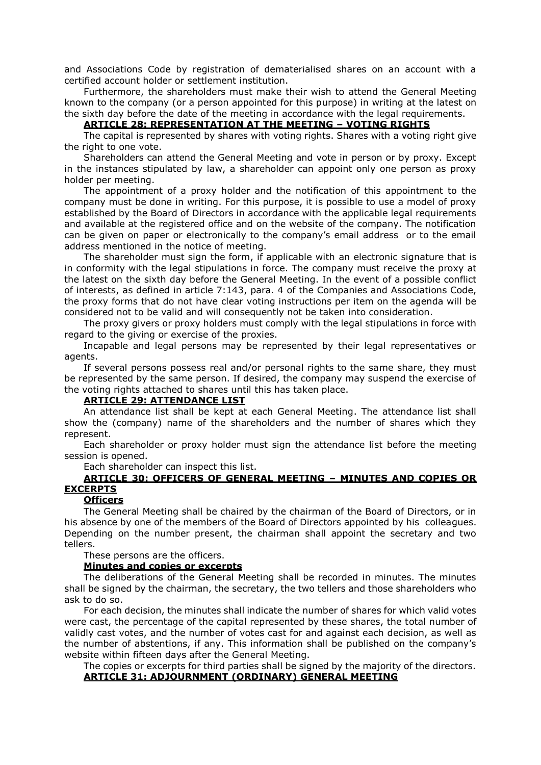and Associations Code by registration of dematerialised shares on an account with a certified account holder or settlement institution.

Furthermore, the shareholders must make their wish to attend the General Meeting known to the company (or a person appointed for this purpose) in writing at the latest on the sixth day before the date of the meeting in accordance with the legal requirements.

## ARTICLE 28: REPRESENTATION AT THE MEETING – VOTING RIGHTS

The capital is represented by shares with voting rights. Shares with a voting right give the right to one vote.

Shareholders can attend the General Meeting and vote in person or by proxy. Except in the instances stipulated by law, a shareholder can appoint only one person as proxy holder per meeting.

The appointment of a proxy holder and the notification of this appointment to the company must be done in writing. For this purpose, it is possible to use a model of proxy established by the Board of Directors in accordance with the applicable legal requirements and available at the registered office and on the website of the company. The notification can be given on paper or electronically to the company's email address or to the email address mentioned in the notice of meeting.

The shareholder must sign the form, if applicable with an electronic signature that is in conformity with the legal stipulations in force. The company must receive the proxy at the latest on the sixth day before the General Meeting. In the event of a possible conflict of interests, as defined in article 7:143, para. 4 of the Companies and Associations Code, the proxy forms that do not have clear voting instructions per item on the agenda will be considered not to be valid and will consequently not be taken into consideration.

The proxy givers or proxy holders must comply with the legal stipulations in force with regard to the giving or exercise of the proxies.

Incapable and legal persons may be represented by their legal representatives or agents.

If several persons possess real and/or personal rights to the same share, they must be represented by the same person. If desired, the company may suspend the exercise of the voting rights attached to shares until this has taken place.

## ARTICLE 29: ATTENDANCE LIST

An attendance list shall be kept at each General Meeting. The attendance list shall show the (company) name of the shareholders and the number of shares which they represent.

Each shareholder or proxy holder must sign the attendance list before the meeting session is opened.

Each shareholder can inspect this list.

## ARTICLE 30: OFFICERS OF GENERAL MEETING – MINUTES AND COPIES OR EXCERPTS

### Officers

The General Meeting shall be chaired by the chairman of the Board of Directors, or in his absence by one of the members of the Board of Directors appointed by his colleagues. Depending on the number present, the chairman shall appoint the secretary and two tellers.

These persons are the officers.

### Minutes and copies or excerpts

The deliberations of the General Meeting shall be recorded in minutes. The minutes shall be signed by the chairman, the secretary, the two tellers and those shareholders who ask to do so.

For each decision, the minutes shall indicate the number of shares for which valid votes were cast, the percentage of the capital represented by these shares, the total number of validly cast votes, and the number of votes cast for and against each decision, as well as the number of abstentions, if any. This information shall be published on the company's website within fifteen days after the General Meeting.

The copies or excerpts for third parties shall be signed by the majority of the directors.

## ARTICLE 31: ADJOURNMENT (ORDINARY) GENERAL MEETING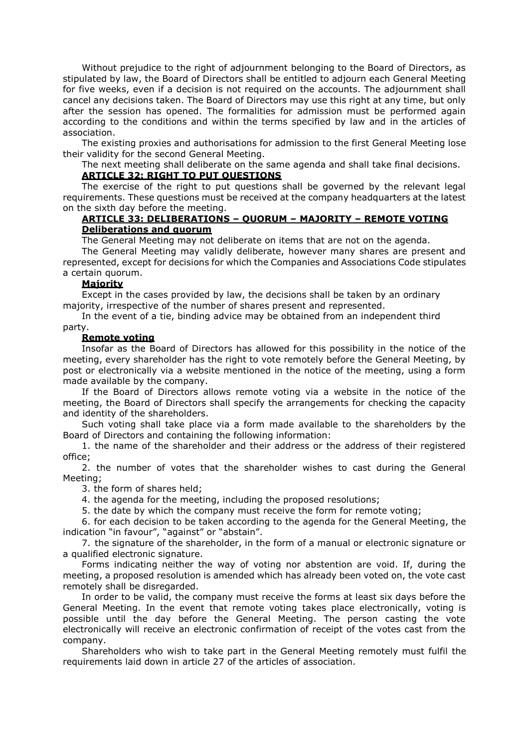Without prejudice to the right of adjournment belonging to the Board of Directors, as stipulated by law, the Board of Directors shall be entitled to adjourn each General Meeting for five weeks, even if a decision is not required on the accounts. The adjournment shall cancel any decisions taken. The Board of Directors may use this right at any time, but only after the session has opened. The formalities for admission must be performed again according to the conditions and within the terms specified by law and in the articles of association.

The existing proxies and authorisations for admission to the first General Meeting lose their validity for the second General Meeting.

The next meeting shall deliberate on the same agenda and shall take final decisions.

## ARTICLE 32: RIGHT TO PUT QUESTIONS

The exercise of the right to put questions shall be governed by the relevant legal requirements. These questions must be received at the company headquarters at the latest on the sixth day before the meeting.

## ARTICLE 33: DELIBERATIONS – QUORUM – MAJORITY – REMOTE VOTING

### Deliberations and quorum

The General Meeting may not deliberate on items that are not on the agenda.

The General Meeting may validly deliberate, however many shares are present and represented, except for decisions for which the Companies and Associations Code stipulates a certain quorum.

### Majority

Except in the cases provided by law, the decisions shall be taken by an ordinary majority, irrespective of the number of shares present and represented.

In the event of a tie, binding advice may be obtained from an independent third party.

### Remote voting

Insofar as the Board of Directors has allowed for this possibility in the notice of the meeting, every shareholder has the right to vote remotely before the General Meeting, by post or electronically via a website mentioned in the notice of the meeting, using a form made available by the company.

If the Board of Directors allows remote voting via a website in the notice of the meeting, the Board of Directors shall specify the arrangements for checking the capacity and identity of the shareholders.

Such voting shall take place via a form made available to the shareholders by the Board of Directors and containing the following information:

1. the name of the shareholder and their address or the address of their registered office;
2. the number of votes that the shareholder wishes to cast during the General Meeting;
3. the form of shares held;
4. the agenda for the meeting, including the proposed resolutions;
5. the date by which the company must receive the form for remote voting;
6. for each decision to be taken according to the agenda for the General Meeting, the indication "in favour", "against" or "abstain".
7. the signature of the shareholder, in the form of a manual or electronic signature or a qualified electronic signature.

Forms indicating neither the way of voting nor abstention are void. If, during the meeting, a proposed resolution is amended which has already been voted on, the vote cast remotely shall be disregarded.

In order to be valid, the company must receive the forms at least six days before the General Meeting. In the event that remote voting takes place electronically, voting is possible until the day before the General Meeting. The person casting the vote electronically will receive an electronic confirmation of receipt of the votes cast from the company.

Shareholders who wish to take part in the General Meeting remotely must fulfil the requirements laid down in article 27 of the articles of association.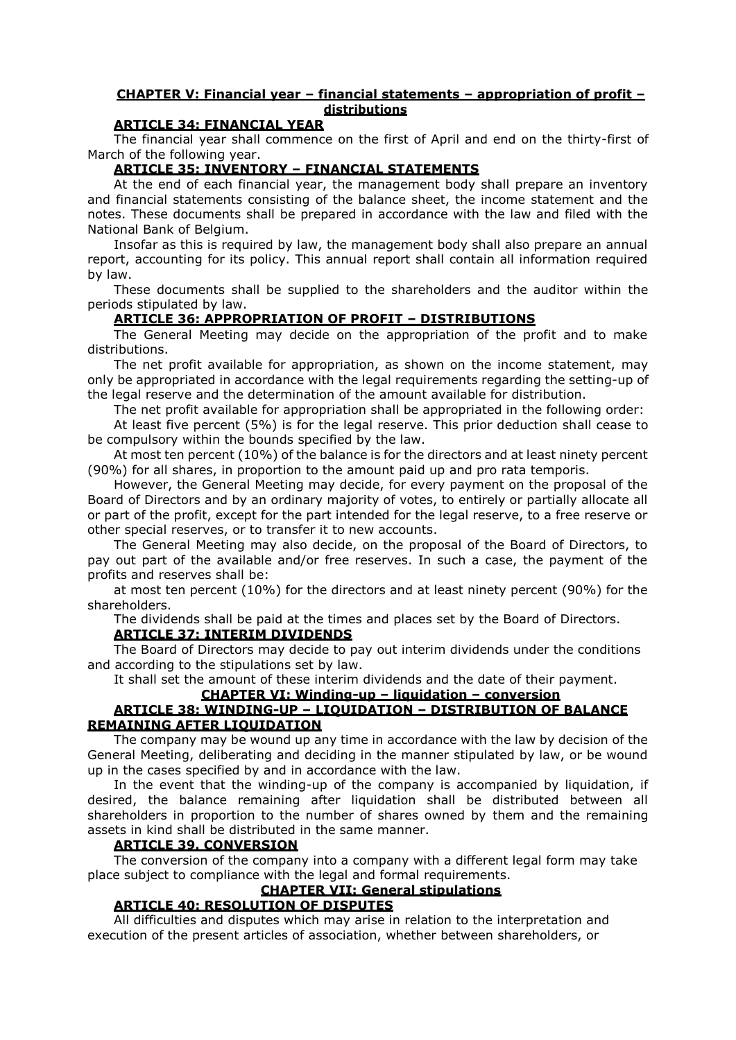## CHAPTER V: Financial year – financial statements – appropriation of profit – distributions

### ARTICLE 34: FINANCIAL YEAR

The financial year shall commence on the first of April and end on the thirty-first of March of the following year.

### ARTICLE 35: INVENTORY – FINANCIAL STATEMENTS

At the end of each financial year, the management body shall prepare an inventory and financial statements consisting of the balance sheet, the income statement and the notes. These documents shall be prepared in accordance with the law and filed with the National Bank of Belgium.

Insofar as this is required by law, the management body shall also prepare an annual report, accounting for its policy. This annual report shall contain all information required by law.

These documents shall be supplied to the shareholders and the auditor within the periods stipulated by law.

### ARTICLE 36: APPROPRIATION OF PROFIT – DISTRIBUTIONS

The General Meeting may decide on the appropriation of the profit and to make distributions.

The net profit available for appropriation, as shown on the income statement, may only be appropriated in accordance with the legal requirements regarding the setting-up of the legal reserve and the determination of the amount available for distribution.

The net profit available for appropriation shall be appropriated in the following order:

At least five percent (5%) is for the legal reserve. This prior deduction shall cease to be compulsory within the bounds specified by the law.

At most ten percent (10%) of the balance is for the directors and at least ninety percent (90%) for all shares, in proportion to the amount paid up and pro rata temporis.

However, the General Meeting may decide, for every payment on the proposal of the Board of Directors and by an ordinary majority of votes, to entirely or partially allocate all or part of the profit, except for the part intended for the legal reserve, to a free reserve or other special reserves, or to transfer it to new accounts.

The General Meeting may also decide, on the proposal of the Board of Directors, to pay out part of the available and/or free reserves. In such a case, the payment of the profits and reserves shall be:

at most ten percent (10%) for the directors and at least ninety percent (90%) for the shareholders.

The dividends shall be paid at the times and places set by the Board of Directors.

### ARTICLE 37: INTERIM DIVIDENDS

The Board of Directors may decide to pay out interim dividends under the conditions and according to the stipulations set by law.

It shall set the amount of these interim dividends and the date of their payment.

## CHAPTER VI: Winding-up – liquidation – conversion

### ARTICLE 38: WINDING-UP – LIQUIDATION – DISTRIBUTION OF BALANCE REMAINING AFTER LIQUIDATION

The company may be wound up any time in accordance with the law by decision of the General Meeting, deliberating and deciding in the manner stipulated by law, or be wound up in the cases specified by and in accordance with the law.

In the event that the winding-up after the company is accompanied by liquidation, if desired, the balance remaining after liquidation shall be distributed between all shareholders in proportion to the number of shares owned by them and the remaining assets in kind shall be distributed in the same manner.

### ARTICLE 39. CONVERSION

The conversion of the company into a company with a different legal form may take place subject to compliance with the legal and formal requirements.

## CHAPTER VII: General stipulations

### ARTICLE 40: RESOLUTION OF DISPUTES

All difficulties and disputes which may arise in relation to the interpretation and execution of the present articles of association, whether between shareholders, or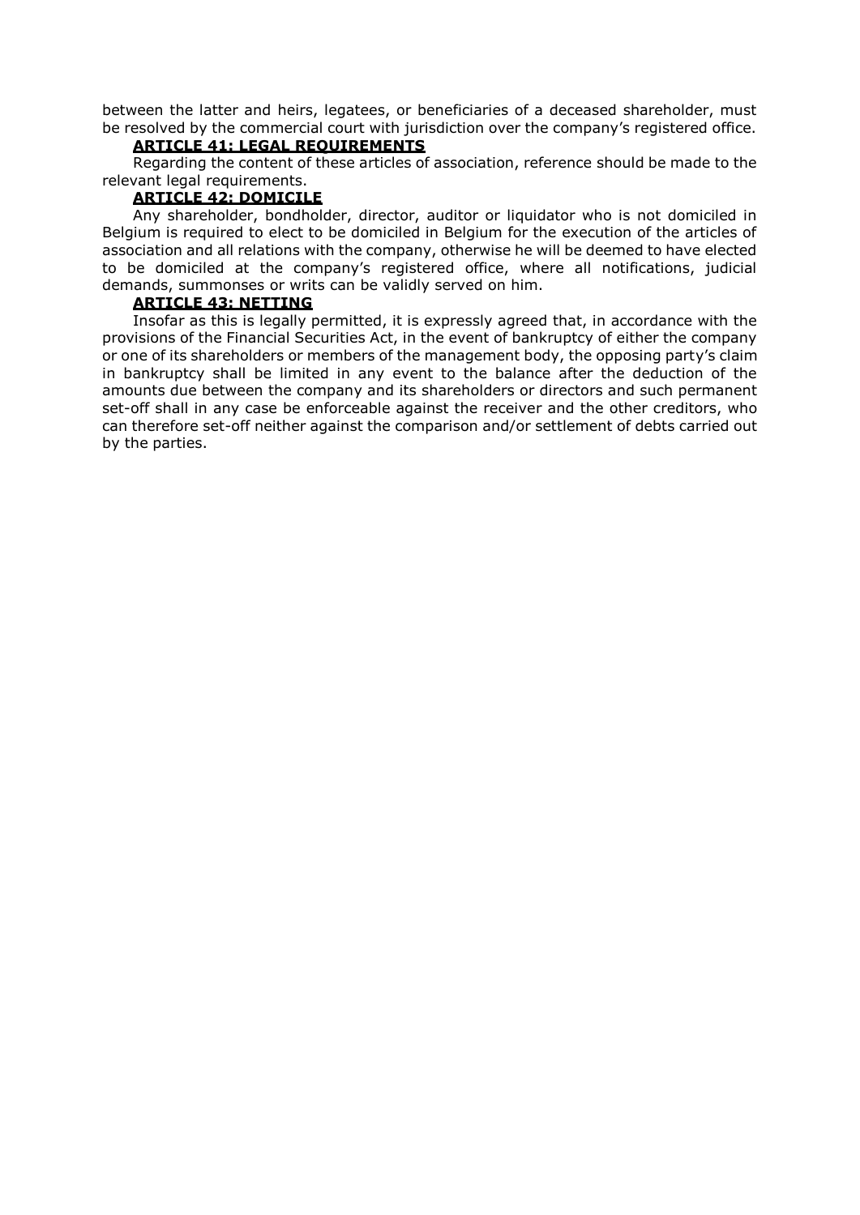between the latter and heirs, legatees, or beneficiaries of a deceased shareholder, must be resolved by the commercial court with jurisdiction over the company's registered office.

**ARTICLE 41: LEGAL REQUIREMENTS**

Regarding the content of these articles of association, reference should be made to the relevant legal requirements.

**ARTICLE 42: DOMICILE**

Any shareholder, bondholder, director, auditor or liquidator who is not domiciled in Belgium is required to elect to be domiciled in Belgium for the execution of the articles of association and all relations with the company, otherwise he will be deemed to have elected to be domiciled at the company's registered office, where all notifications, judicial demands, summonses or writs can be validly served on him.

**ARTICLE 43: NETTING**

Insofar as this is legally permitted, it is expressly agreed that, in accordance with the provisions of the Financial Securities Act, in the event of bankruptcy of either the company or one of its shareholders or members of the management body, the opposing party's claim in bankruptcy shall be limited in any event to the balance after the deduction of the amounts due between the company and its shareholders or directors and such permanent set-off shall in any case be enforceable against the receiver and the other creditors, who can therefore set-off neither against the comparison and/or settlement of debts carried out by the parties.